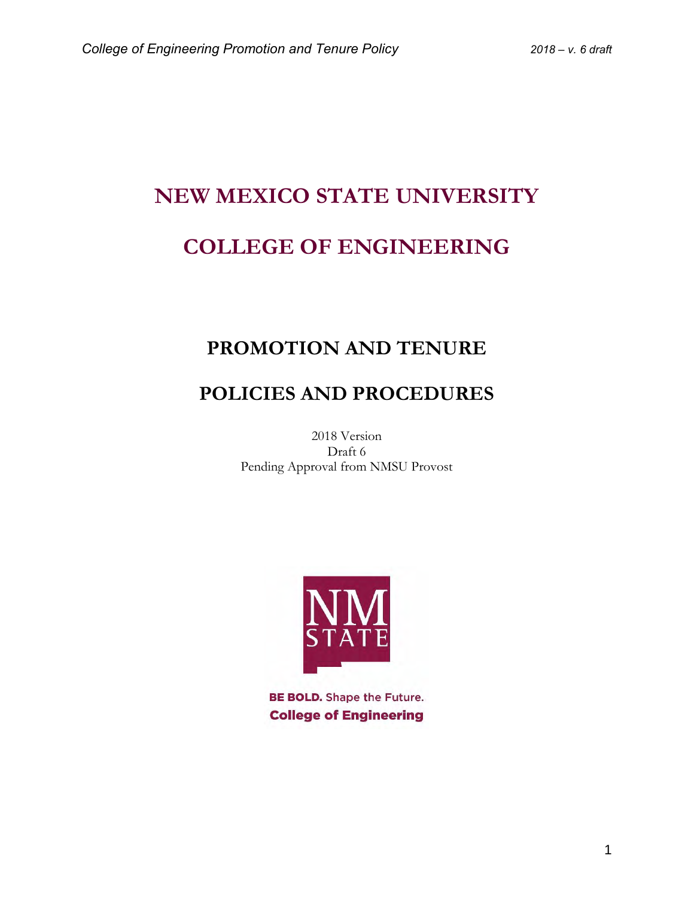# NEW MEXICO STATE UNIVERSITY

# COLLEGE OF ENGINEERING

## PROMOTION AND TENURE

## POLICIES AND PROCEDURES

2018 Version
Draft 6
Pending Approval from NMSU Provost

BE BOLD. Shape the Future.
College of Engineering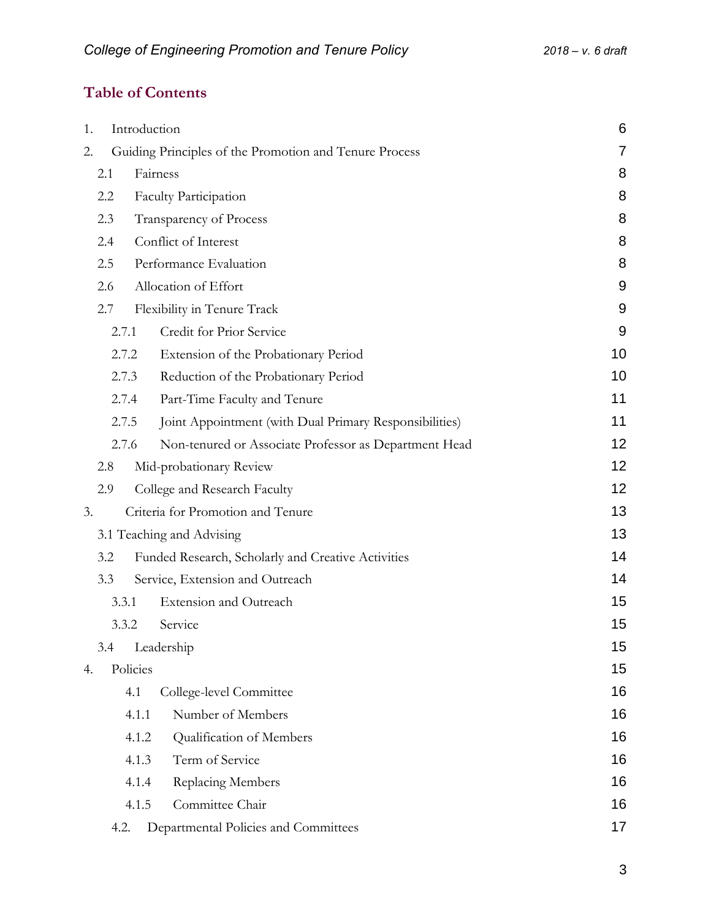## Table of Contents

| | | |
|---|---|---|
| 1. | Introduction | 6 |
| 2. | Guiding Principles of the Promotion and Tenure Process | 7 |
| 2.1 | Fairness | 8 |
| 2.2 | Faculty Participation | 8 |
| 2.3 | Transparency of Process | 8 |
| 2.4 | Conflict of Interest | 8 |
| 2.5 | Performance Evaluation | 8 |
| 2.6 | Allocation of Effort | 9 |
| 2.7 | Flexibility in Tenure Track | 9 |
| 2.7.1 | Credit for Prior Service | 9 |
| 2.7.2 | Extension of the Probationary Period | 10 |
| 2.7.3 | Reduction of the Probationary Period | 10 |
| 2.7.4 | Part-Time Faculty and Tenure | 11 |
| 2.7.5 | Joint Appointment (with Dual Primary Responsibilities) | 11 |
| 2.7.6 | Non-tenured or Associate Professor as Department Head | 12 |
| 2.8 | Mid-probationary Review | 12 |
| 2.9 | College and Research Faculty | 12 |
| 3. | Criteria for Promotion and Tenure | 13 |
| 3.1 | Teaching and Advising | 13 |
| 3.2 | Funded Research, Scholarly and Creative Activities | 14 |
| 3.3 | Service, Extension and Outreach | 14 |
| 3.3.1 | Extension and Outreach | 15 |
| 3.3.2 | Service | 15 |
| 3.4 | Leadership | 15 |
| 4. | Policies | 15 |
| 4.1 | College-level Committee | 16 |
| 4.1.1 | Number of Members | 16 |
| 4.1.2 | Qualification of Members | 16 |
| 4.1.3 | Term of Service | 16 |
| 4.1.4 | Replacing Members | 16 |
| 4.1.5 | Committee Chair | 16 |
| 4.2. | Departmental Policies and Committees | 17 |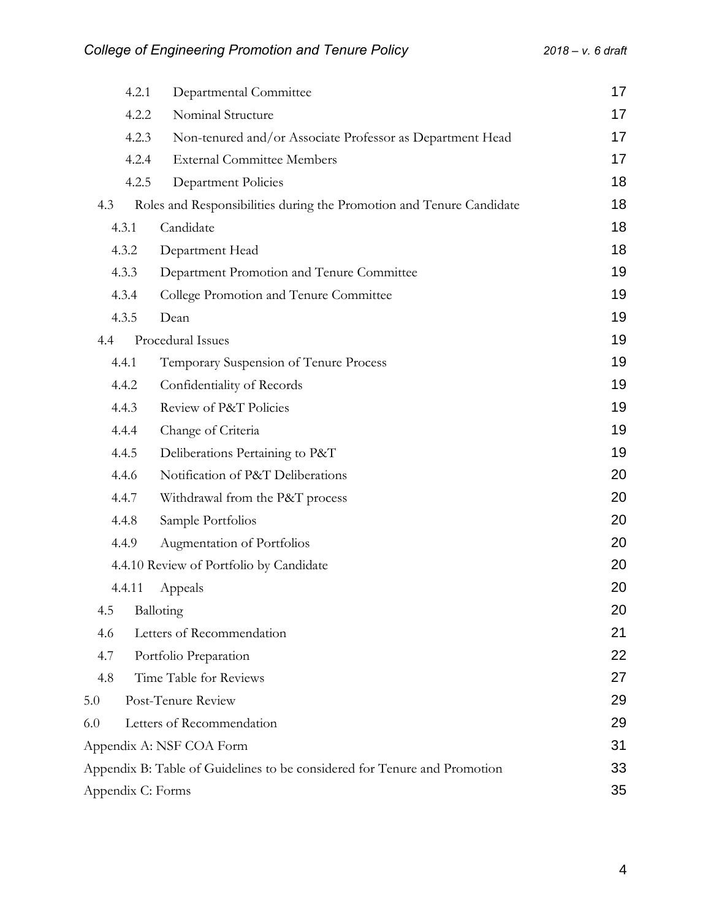| | | |
|---|---|---|
| 4.2.1 | Departmental Committee | 17 |
| 4.2.2 | Nominal Structure | 17 |
| 4.2.3 | Non-tenured and/or Associate Professor as Department Head | 17 |
| 4.2.4 | External Committee Members | 17 |
| 4.2.5 | Department Policies | 18 |
| 4.3 | Roles and Responsibilities during the Promotion and Tenure Candidate | 18 |
| 4.3.1 | Candidate | 18 |
| 4.3.2 | Department Head | 18 |
| 4.3.3 | Department Promotion and Tenure Committee | 19 |
| 4.3.4 | College Promotion and Tenure Committee | 19 |
| 4.3.5 | Dean | 19 |
| 4.4 | Procedural Issues | 19 |
| 4.4.1 | Temporary Suspension of Tenure Process | 19 |
| 4.4.2 | Confidentiality of Records | 19 |
| 4.4.3 | Review of P&T Policies | 19 |
| 4.4.4 | Change of Criteria | 19 |
| 4.4.5 | Deliberations Pertaining to P&T | 19 |
| 4.4.6 | Notification of P&T Deliberations | 20 |
| 4.4.7 | Withdrawal from the P&T process | 20 |
| 4.4.8 | Sample Portfolios | 20 |
| 4.4.9 | Augmentation of Portfolios | 20 |
| 4.4.10 | Review of Portfolio by Candidate | 20 |
| 4.4.11 | Appeals | 20 |
| 4.5 | Balloting | 20 |
| 4.6 | Letters of Recommendation | 21 |
| 4.7 | Portfolio Preparation | 22 |
| 4.8 | Time Table for Reviews | 27 |
| 5.0 | Post-Tenure Review | 29 |
| 6.0 | Letters of Recommendation | 29 |
| Appendix A: | NSF COA Form | 31 |
| Appendix B: | Table of Guidelines to be considered for Tenure and Promotion | 33 |
| Appendix C: | Forms | 35 |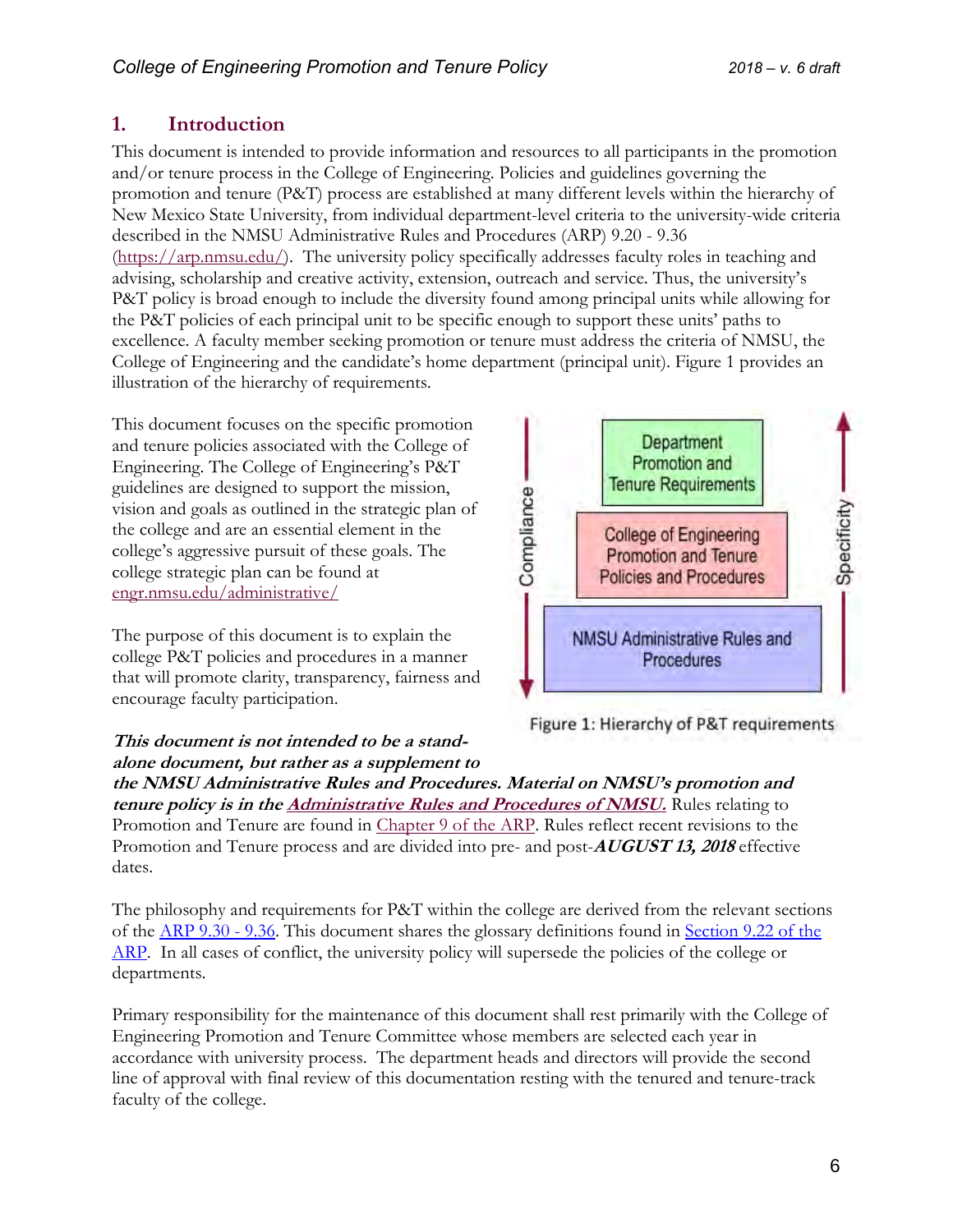## 1. Introduction

This document is intended to provide information and resources to all participants in the promotion and/or tenure process in the College of Engineering. Policies and guidelines governing the promotion and tenure (P&T) process are established at many different levels within the hierarchy of New Mexico State University, from individual department-level criteria to the university-wide criteria described in the NMSU Administrative Rules and Procedures (ARP) 9.20 - 9.36 (https://arp.nmsu.edu/). The university policy specifically addresses faculty roles in teaching and advising, scholarship and creative activity, extension, outreach and service. Thus, the university's P&T policy is broad enough to include the diversity found among principal units while allowing for the P&T policies of each principal unit to be specific enough to support these units' paths to excellence. A faculty member seeking promotion or tenure must address the criteria of NMSU, the College of Engineering and the candidate's home department (principal unit). Figure 1 provides an illustration of the hierarchy of requirements.

This document focuses on the specific promotion and tenure policies associated with the College of Engineering. The College of Engineering's P&T guidelines are designed to support the mission, vision and goals as outlined in the strategic plan of the college and are an essential element in the college's aggressive pursuit of these goals. The college strategic plan can be found at engr.nmsu.edu/administrative/

Department Promotion and Tenure Requirements

College of Engineering Promotion and Tenure Policies and Procedures

NMSU Administrative Rules and Procedures

Compliance

Specificity

Figure 1: Hierarchy of P&T requirements

The purpose of this document is to explain the college P&T policies and procedures in a manner that will promote clarity, transparency, fairness and encourage faculty participation.

***This document is not intended to be a stand-alone document, but rather as a supplement to the NMSU Administrative Rules and Procedures. Material on NMSU's promotion and tenure policy is in the Administrative Rules and Procedures of NMSU.*** Rules relating to Promotion and Tenure are found in Chapter 9 of the ARP. Rules reflect recent revisions to the Promotion and Tenure process and are divided into pre- and post-***AUGUST 13, 2018*** effective dates.

The philosophy and requirements for P&T within the college are derived from the relevant sections of the ARP 9.30 - 9.36. This document shares the glossary definitions found in Section 9.22 of the ARP. In all cases of conflict, the university policy will supersede the policies of the college or departments.

Primary responsibility for the maintenance of this document shall rest primarily with the College of Engineering Promotion and Tenure Committee whose members are selected each year in accordance with university process. The department heads and directors will provide the second line of approval with final review of this documentation resting with the tenured and tenure-track faculty of the college.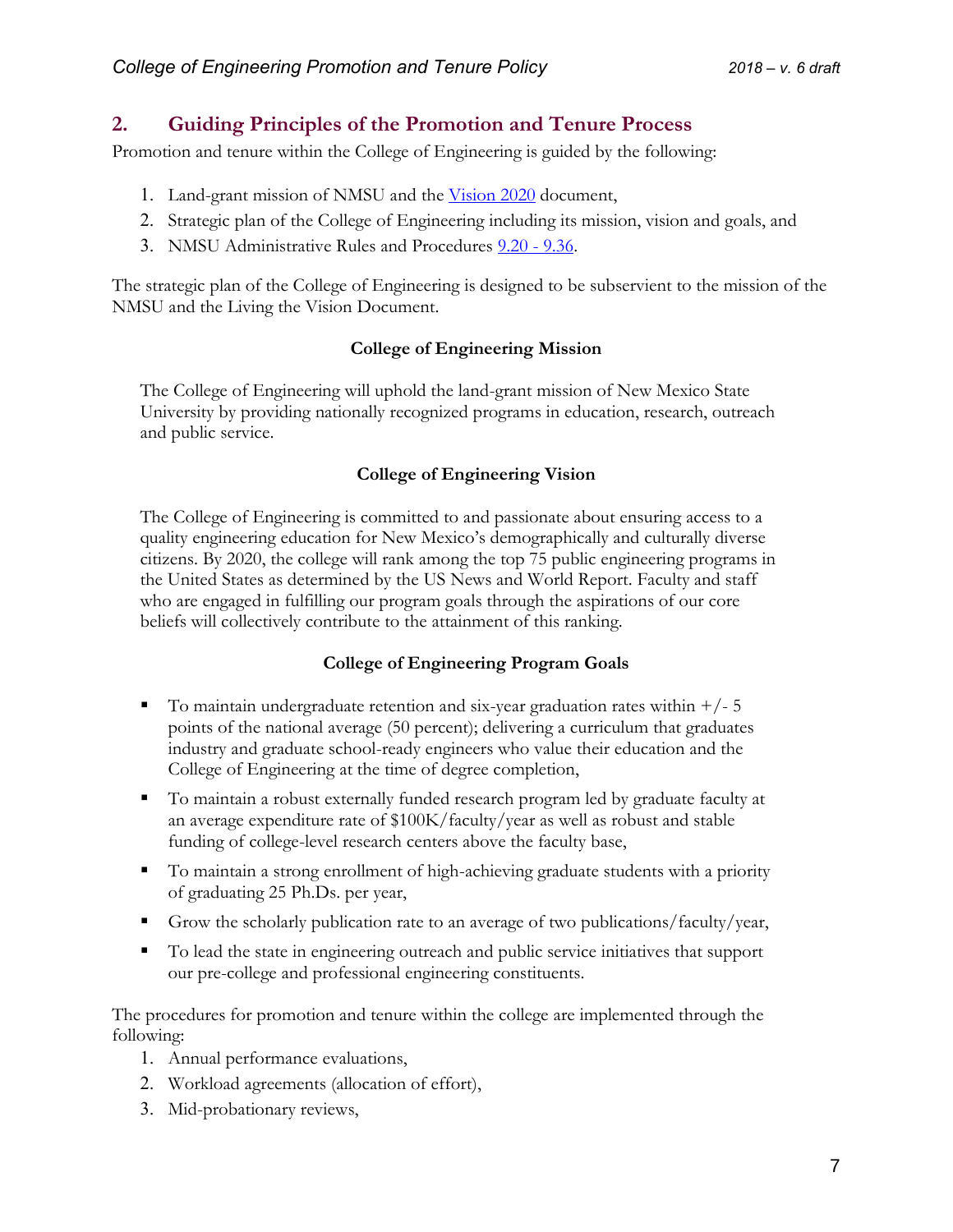## 2. Guiding Principles of the Promotion and Tenure Process

Promotion and tenure within the College of Engineering is guided by the following:

1. Land-grant mission of NMSU and the [Vision 2020]() document,
2. Strategic plan of the College of Engineering including its mission, vision and goals, and
3. NMSU Administrative Rules and Procedures [9.20 - 9.36]().

The strategic plan of the College of Engineering is designed to be subservient to the mission of the NMSU and the Living the Vision Document.

**College of Engineering Mission**

The College of Engineering will uphold the land-grant mission of New Mexico State University by providing nationally recognized programs in education, research, outreach and public service.

**College of Engineering Vision**

The College of Engineering is committed to and passionate about ensuring access to a quality engineering education for New Mexico's demographically and culturally diverse citizens. By 2020, the college will rank among the top 75 public engineering programs in the United States as determined by the US News and World Report. Faculty and staff who are engaged in fulfilling our program goals through the aspirations of our core beliefs will collectively contribute to the attainment of this ranking.

**College of Engineering Program Goals**

- To maintain undergraduate retention and six-year graduation rates within +/- 5 points of the national average (50 percent); delivering a curriculum that graduates industry and graduate school-ready engineers who value their education and the College of Engineering at the time of degree completion,
- To maintain a robust externally funded research program led by graduate faculty at an average expenditure rate of $100K/faculty/year as well as robust and stable funding of college-level research centers above the faculty base,
- To maintain a strong enrollment of high-achieving graduate students with a priority of graduating 25 Ph.Ds. per year,
- Grow the scholarly publication rate to an average of two publications/faculty/year,
- To lead the state in engineering outreach and public service initiatives that support our pre-college and professional engineering constituents.

The procedures for promotion and tenure within the college are implemented through the following:

1. Annual performance evaluations,
2. Workload agreements (allocation of effort),
3. Mid-probationary reviews,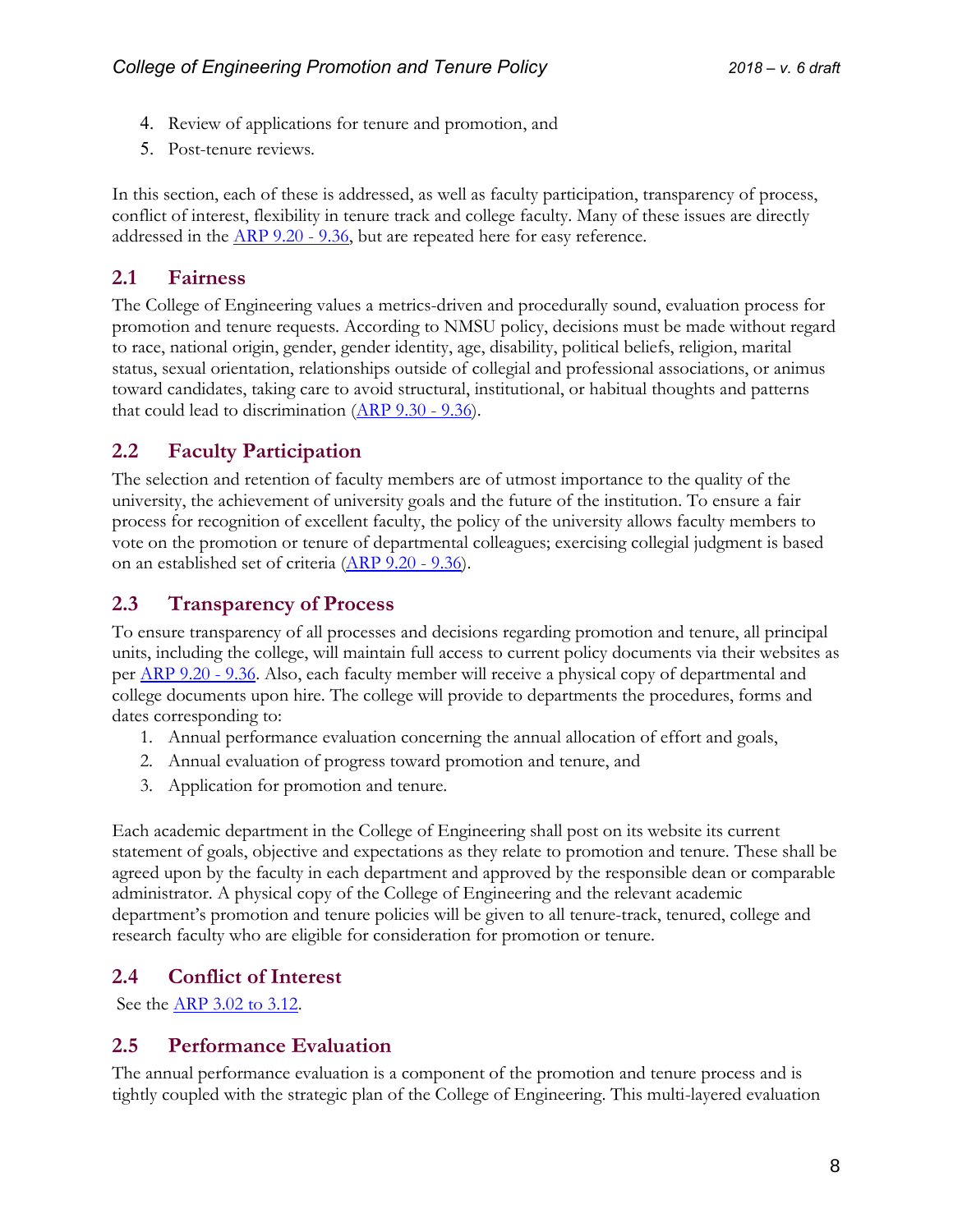4. Review of applications for tenure and promotion, and
5. Post-tenure reviews.

In this section, each of these is addressed, as well as faculty participation, transparency of process, conflict of interest, flexibility in tenure track and college faculty. Many of these issues are directly addressed in the [ARP 9.20 - 9.36](), but are repeated here for easy reference.

## 2.1 Fairness

The College of Engineering values a metrics-driven and procedurally sound, evaluation process for promotion and tenure requests. According to NMSU policy, decisions must be made without regard to race, national origin, gender, gender identity, age, disability, political beliefs, religion, marital status, sexual orientation, relationships outside of collegial and professional associations, or animus toward candidates, taking care to avoid structural, institutional, or habitual thoughts and patterns that could lead to discrimination ([ARP 9.30 - 9.36]()).

## 2.2 Faculty Participation

The selection and retention of faculty members are of utmost importance to the quality of the university, the achievement of university goals and the future of the institution. To ensure a fair process for recognition of excellent faculty, the policy of the university allows faculty members to vote on the promotion or tenure of departmental colleagues; exercising collegial judgment is based on an established set of criteria ([ARP 9.20 - 9.36]()).

## 2.3 Transparency of Process

To ensure transparency of all processes and decisions regarding promotion and tenure, all principal units, including the college, will maintain full access to current policy documents via their websites as per [ARP 9.20 - 9.36](). Also, each faculty member will receive a physical copy of departmental and college documents upon hire. The college will provide to departments the procedures, forms and dates corresponding to:

1. Annual performance evaluation concerning the annual allocation of effort and goals,
2. Annual evaluation of progress toward promotion and tenure, and
3. Application for promotion and tenure.

Each academic department in the College of Engineering shall post on its website its current statement of goals, objective and expectations as they relate to promotion and tenure. These shall be agreed upon by the faculty in each department and approved by the responsible dean or comparable administrator. A physical copy of the College of Engineering and the relevant academic department's promotion and tenure policies will be given to all tenure-track, tenured, college and research faculty who are eligible for consideration for promotion or tenure.

## 2.4 Conflict of Interest

See the [ARP 3.02 to 3.12]().

## 2.5 Performance Evaluation

The annual performance evaluation is a component of the promotion and tenure process and is tightly coupled with the strategic plan of the College of Engineering. This multi-layered evaluation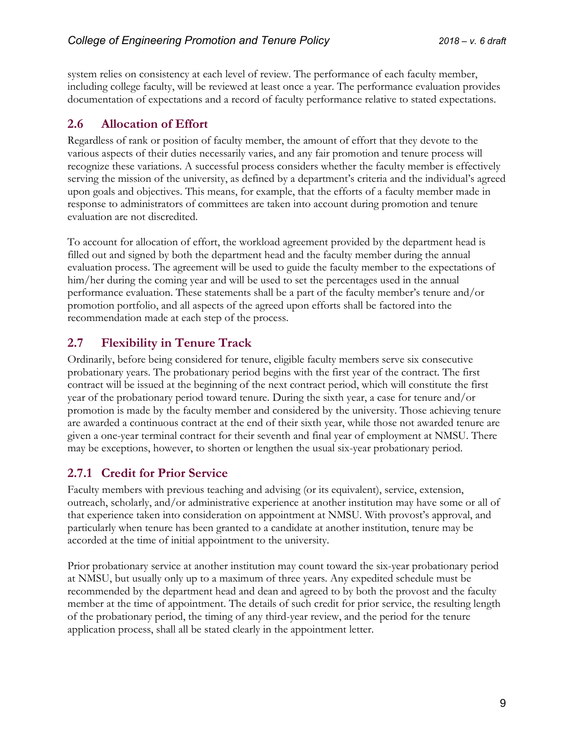system relies on consistency at each level of review. The performance of each faculty member, including college faculty, will be reviewed at least once a year. The performance evaluation provides documentation of expectations and a record of faculty performance relative to stated expectations.

## 2.6 Allocation of Effort

Regardless of rank or position of faculty member, the amount of effort that they devote to the various aspects of their duties necessarily varies, and any fair promotion and tenure process will recognize these variations. A successful process considers whether the faculty member is effectively serving the mission of the university, as defined by a department's criteria and the individual's agreed upon goals and objectives. This means, for example, that the efforts of a faculty member made in response to administrators of committees are taken into account during promotion and tenure evaluation are not discredited.

To account for allocation of effort, the workload agreement provided by the department head is filled out and signed by both the department head and the faculty member during the annual evaluation process. The agreement will be used to guide the faculty member to the expectations of him/her during the coming year and will be used to set the percentages used in the annual performance evaluation. These statements shall be a part of the faculty member's tenure and/or promotion portfolio, and all aspects of the agreed upon efforts shall be factored into the recommendation made at each step of the process.

## 2.7 Flexibility in Tenure Track

Ordinarily, before being considered for tenure, eligible faculty members serve six consecutive probationary years. The probationary period begins with the first year of the contract. The first contract will be issued at the beginning of the next contract period, which will constitute the first year of the probationary period toward tenure. During the sixth year, a case for tenure and/or promotion is made by the faculty member and considered by the university. Those achieving tenure are awarded a continuous contract at the end of their sixth year, while those not awarded tenure are given a one-year terminal contract for their seventh and final year of employment at NMSU. There may be exceptions, however, to shorten or lengthen the usual six-year probationary period.

### 2.7.1 Credit for Prior Service

Faculty members with previous teaching and advising (or its equivalent), service, extension, outreach, scholarly, and/or administrative experience at another institution may have some or all of that experience taken into consideration on appointment at NMSU. With provost's approval, and particularly when tenure has been granted to a candidate at another institution, tenure may be accorded at the time of initial appointment to the university.

Prior probationary service at another institution may count toward the six-year probationary period at NMSU, but usually only up to a maximum of three years. Any expedited schedule must be recommended by the department head and dean and agreed to by both the provost and the faculty member at the time of appointment. The details of such credit for prior service, the resulting length of the probationary period, the timing of any third-year review, and the period for the tenure application process, shall all be stated clearly in the appointment letter.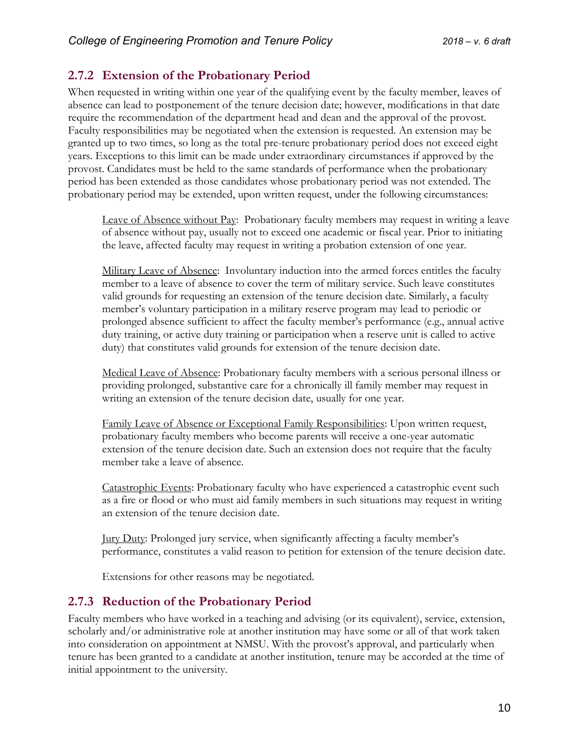### 2.7.2 Extension of the Probationary Period

When requested in writing within one year of the qualifying event by the faculty member, leaves of absence can lead to postponement of the tenure decision date; however, modifications in that date require the recommendation of the department head and dean and the approval of the provost. Faculty responsibilities may be negotiated when the extension is requested. An extension may be granted up to two times, so long as the total pre-tenure probationary period does not exceed eight years. Exceptions to this limit can be made under extraordinary circumstances if approved by the provost. Candidates must be held to the same standards of performance when the probationary period has been extended as those candidates whose probationary period was not extended. The probationary period may be extended, upon written request, under the following circumstances:

Leave of Absence without Pay: Probationary faculty members may request in writing a leave of absence without pay, usually not to exceed one academic or fiscal year. Prior to initiating the leave, affected faculty may request in writing a probation extension of one year.

Military Leave of Absence: Involuntary induction into the armed forces entitles the faculty member to a leave of absence to cover the term of military service. Such leave constitutes valid grounds for requesting an extension of the tenure decision date. Similarly, a faculty member's voluntary participation in a military reserve program may lead to periodic or prolonged absence sufficient to affect the faculty member's performance (e.g., annual active duty training, or active duty training or participation when a reserve unit is called to active duty) that constitutes valid grounds for extension of the tenure decision date.

Medical Leave of Absence: Probationary faculty members with a serious personal illness or providing prolonged, substantive care for a chronically ill family member may request in writing an extension of the tenure decision date, usually for one year.

Family Leave of Absence or Exceptional Family Responsibilities: Upon written request, probationary faculty members who become parents will receive a one-year automatic extension of the tenure decision date. Such an extension does not require that the faculty member take a leave of absence.

Catastrophic Events: Probationary faculty who have experienced a catastrophic event such as a fire or flood or who must aid family members in such situations may request in writing an extension of the tenure decision date.

Jury Duty: Prolonged jury service, when significantly affecting a faculty member's performance, constitutes a valid reason to petition for extension of the tenure decision date.

Extensions for other reasons may be negotiated.

### 2.7.3 Reduction of the Probationary Period

Faculty members who have worked in a teaching and advising (or its equivalent), service, extension, scholarly and/or administrative role at another institution may have some or all of that work taken into consideration on appointment at NMSU. With the provost's approval, and particularly when tenure has been granted to a candidate at another institution, tenure may be accorded at the time of initial appointment to the university.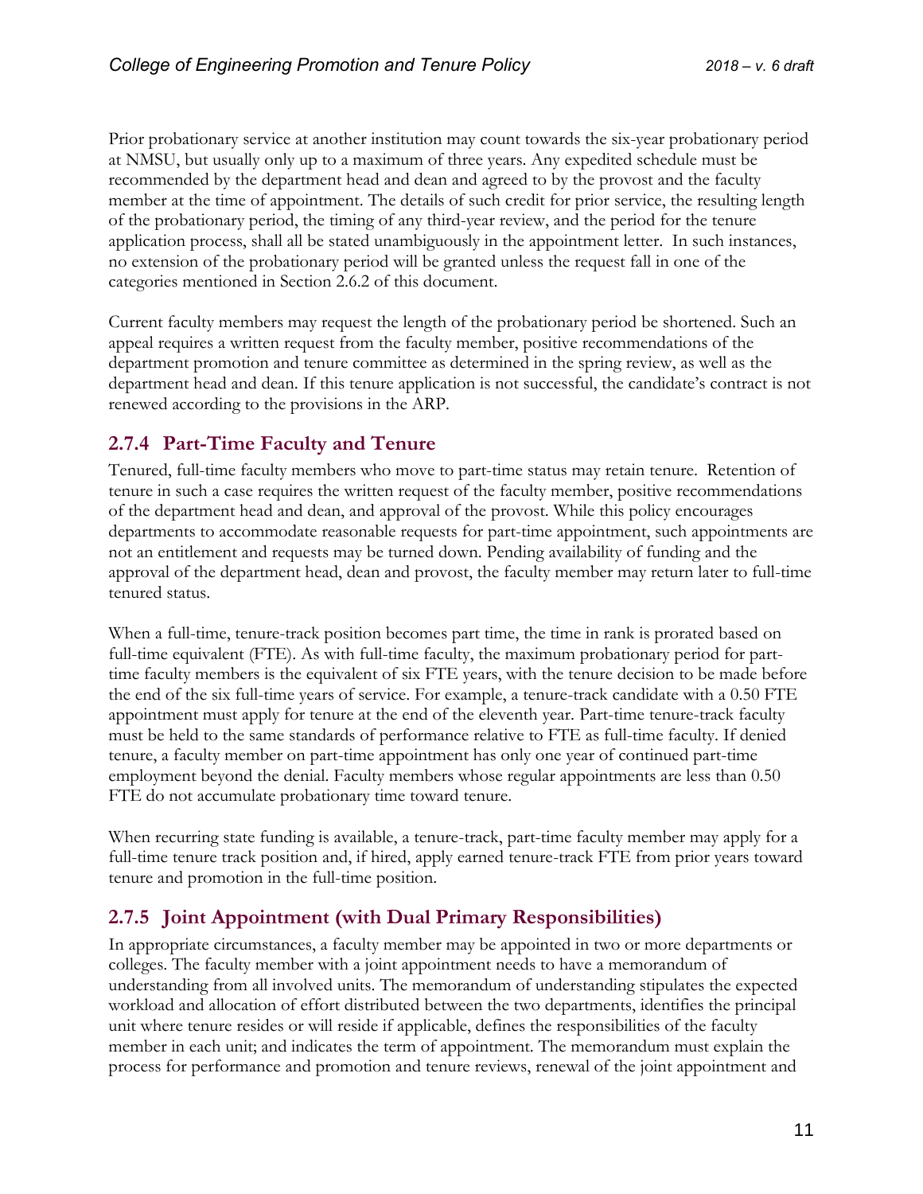Prior probationary service at another institution may count towards the six-year probationary period at NMSU, but usually only up to a maximum of three years. Any expedited schedule must be recommended by the department head and dean and agreed to by the provost and the faculty member at the time of appointment. The details of such credit for prior service, the resulting length of the probationary period, the timing of any third-year review, and the period for the tenure application process, shall all be stated unambiguously in the appointment letter. In such instances, no extension of the probationary period will be granted unless the request fall in one of the categories mentioned in Section 2.6.2 of this document.

Current faculty members may request the length of the probationary period be shortened. Such an appeal requires a written request from the faculty member, positive recommendations of the department promotion and tenure committee as determined in the spring review, as well as the department head and dean. If this tenure application is not successful, the candidate's contract is not renewed according to the provisions in the ARP.

### 2.7.4 Part-Time Faculty and Tenure

Tenured, full-time faculty members who move to part-time status may retain tenure. Retention of tenure in such a case requires the written request of the faculty member, positive recommendations of the department head and dean, and approval of the provost. While this policy encourages departments to accommodate reasonable requests for part-time appointment, such appointments are not an entitlement and requests may be turned down. Pending availability of funding and the approval of the department head, dean and provost, the faculty member may return later to full-time tenured status.

When a full-time, tenure-track position becomes part time, the time in rank is prorated based on full-time equivalent (FTE). As with full-time faculty, the maximum probationary period for part-time faculty members is the equivalent of six FTE years, with the tenure decision to be made before the end of the six full-time years of service. For example, a tenure-track candidate with a 0.50 FTE appointment must apply for tenure at the end of the eleventh year. Part-time tenure-track faculty must be held to the same standards of performance relative to FTE as full-time faculty. If denied tenure, a faculty member on part-time appointment has only one year of continued part-time employment beyond the denial. Faculty members whose regular appointments are less than 0.50 FTE do not accumulate probationary time toward tenure.

When recurring state funding is available, a tenure-track, part-time faculty member may apply for a full-time tenure track position and, if hired, apply earned tenure-track FTE from prior years toward tenure and promotion in the full-time position.

### 2.7.5 Joint Appointment (with Dual Primary Responsibilities)

In appropriate circumstances, a faculty member may be appointed in two or more departments or colleges. The faculty member with a joint appointment needs to have a memorandum of understanding from all involved units. The memorandum of understanding stipulates the expected workload and allocation of effort distributed between the two departments, identifies the principal unit where tenure resides or will reside if applicable, defines the responsibilities of the faculty member in each unit; and indicates the term of appointment. The memorandum must explain the process for performance and promotion and tenure reviews, renewal of the joint appointment and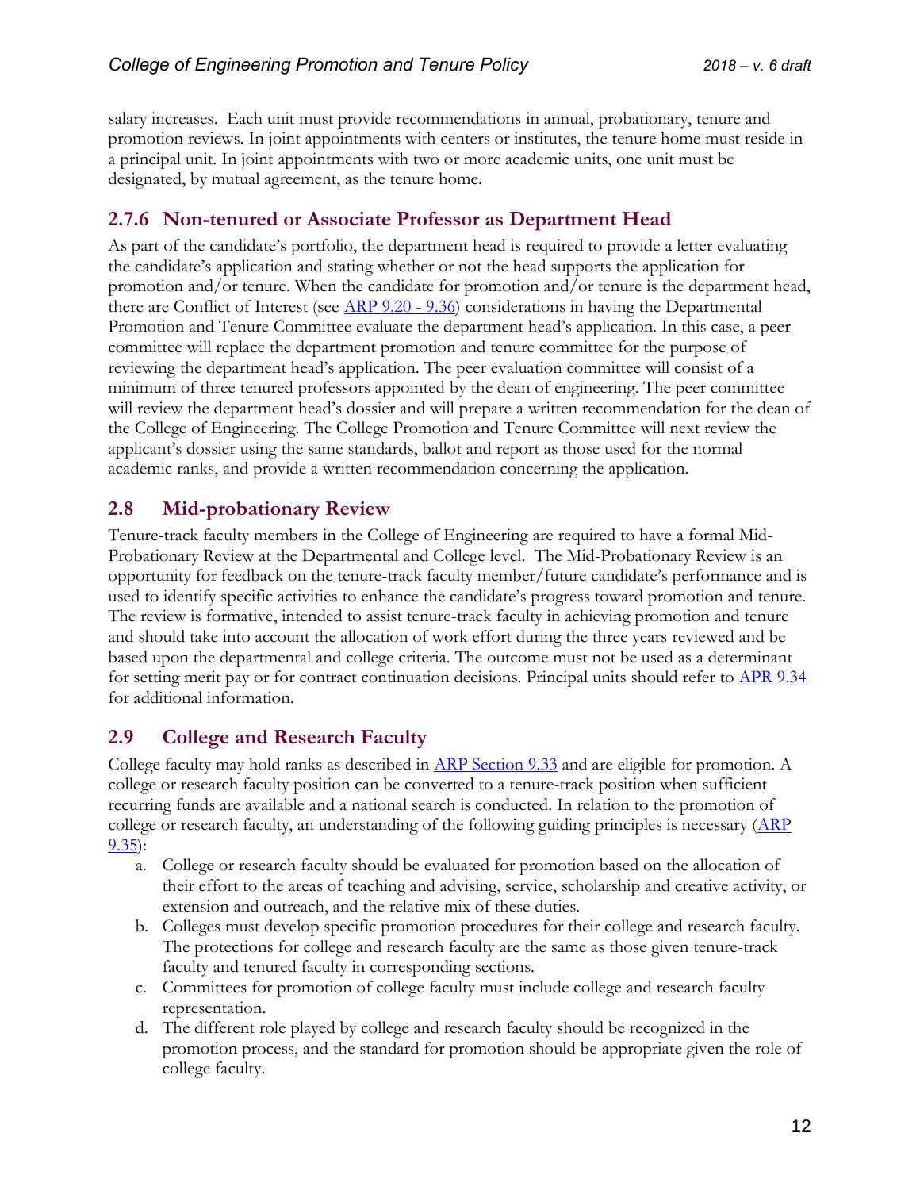salary increases. Each unit must provide recommendations in annual, probationary, tenure and promotion reviews. In joint appointments with centers or institutes, the tenure home must reside in a principal unit. In joint appointments with two or more academic units, one unit must be designated, by mutual agreement, as the tenure home.

### 2.7.6 Non-tenured or Associate Professor as Department Head

As part of the candidate's portfolio, the department head is required to provide a letter evaluating the candidate's application and stating whether or not the head supports the application for promotion and/or tenure. When the candidate for promotion and/or tenure is the department head, there are Conflict of Interest (see [ARP 9.20 - 9.36](ARP 9.20 - 9.36)) considerations in having the Departmental Promotion and Tenure Committee evaluate the department head's application. In this case, a peer committee will replace the department promotion and tenure committee for the purpose of reviewing the department head's application. The peer evaluation committee will consist of a minimum of three tenured professors appointed by the dean of engineering. The peer committee will review the department head's dossier and will prepare a written recommendation for the dean of the College of Engineering. The College Promotion and Tenure Committee will next review the applicant's dossier using the same standards, ballot and report as those used for the normal academic ranks, and provide a written recommendation concerning the application.

## 2.8 Mid-probationary Review

Tenure-track faculty members in the College of Engineering are required to have a formal Mid-Probationary Review at the Departmental and College level. The Mid-Probationary Review is an opportunity for feedback on the tenure-track faculty member/future candidate's performance and is used to identify specific activities to enhance the candidate's progress toward promotion and tenure. The review is formative, intended to assist tenure-track faculty in achieving promotion and tenure and should take into account the allocation of work effort during the three years reviewed and be based upon the departmental and college criteria. The outcome must not be used as a determinant for setting merit pay or for contract continuation decisions. Principal units should refer to APR 9.34 for additional information.

## 2.9 College and Research Faculty

College faculty may hold ranks as described in ARP Section 9.33 and are eligible for promotion. A college or research faculty position can be converted to a tenure-track position when sufficient recurring funds are available and a national search is conducted. In relation to the promotion of college or research faculty, an understanding of the following guiding principles is necessary (ARP 9.35):

a. College or research faculty should be evaluated for promotion based on the allocation of their effort to the areas of teaching and advising, service, scholarship and creative activity, or extension and outreach, and the relative mix of these duties.
b. Colleges must develop specific promotion procedures for their college and research faculty. The protections for college and research faculty are the same as those given tenure-track faculty and tenured faculty in corresponding sections.
c. Committees for promotion of college faculty must include college and research faculty representation.
d. The different role played by college and research faculty should be recognized in the promotion process, and the standard for promotion should be appropriate given the role of college faculty.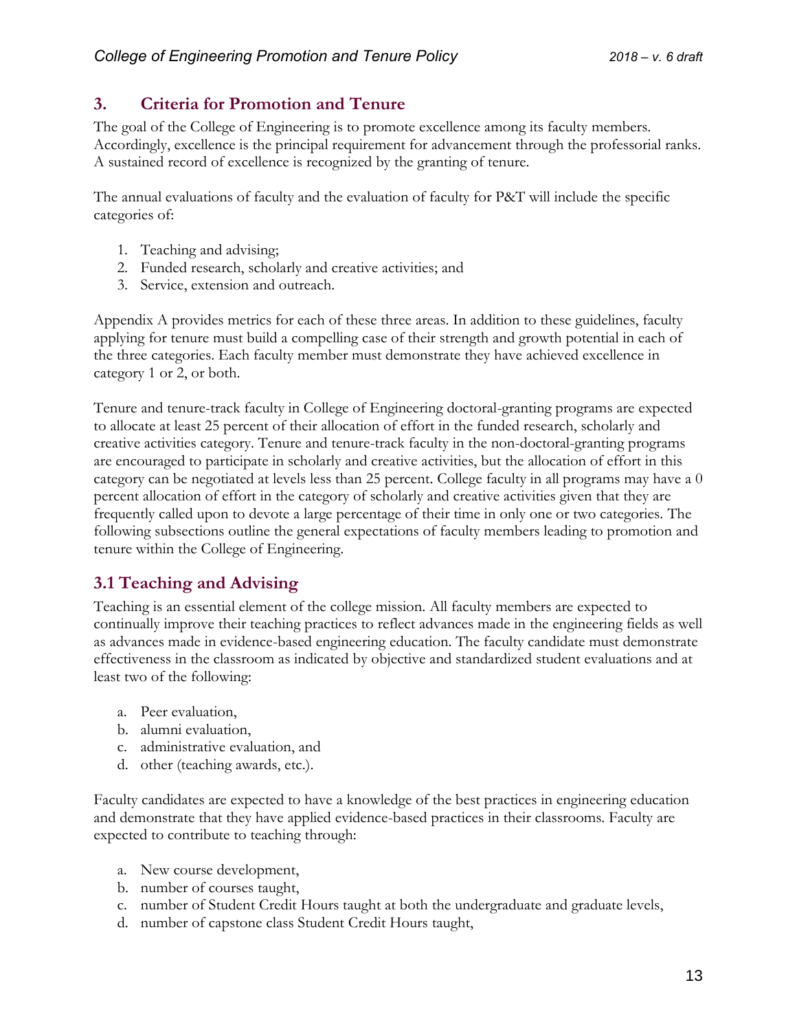## 3. Criteria for Promotion and Tenure

The goal of the College of Engineering is to promote excellence among its faculty members. Accordingly, excellence is the principal requirement for advancement through the professorial ranks. A sustained record of excellence is recognized by the granting of tenure.

The annual evaluations of faculty and the evaluation of faculty for P&T will include the specific categories of:

1. Teaching and advising;
2. Funded research, scholarly and creative activities; and
3. Service, extension and outreach.

Appendix A provides metrics for each of these three areas. In addition to these guidelines, faculty applying for tenure must build a compelling case of their strength and growth potential in each of the three categories. Each faculty member must demonstrate they have achieved excellence in category 1 or 2, or both.

Tenure and tenure-track faculty in College of Engineering doctoral-granting programs are expected to allocate at least 25 percent of their allocation of effort in the funded research, scholarly and creative activities category. Tenure and tenure-track faculty in the non-doctoral-granting programs are encouraged to participate in scholarly and creative activities, but the allocation of effort in this category can be negotiated at levels less than 25 percent. College faculty in all programs may have a 0 percent allocation of effort in the category of scholarly and creative activities given that they are frequently called upon to devote a large percentage of their time in only one or two categories. The following subsections outline the general expectations of faculty members leading to promotion and tenure within the College of Engineering.

### 3.1 Teaching and Advising

Teaching is an essential element of the college mission. All faculty members are expected to continually improve their teaching practices to reflect advances made in the engineering fields as well as advances made in evidence-based engineering education. The faculty candidate must demonstrate effectiveness in the classroom as indicated by objective and standardized student evaluations and at least two of the following:

a. Peer evaluation,
b. alumni evaluation,
c. administrative evaluation, and
d. other (teaching awards, etc.).

Faculty candidates are expected to have a knowledge of the best practices in engineering education and demonstrate that they have applied evidence-based practices in their classrooms. Faculty are expected to contribute to teaching through:

a. New course development,
b. number of courses taught,
c. number of Student Credit Hours taught at both the undergraduate and graduate levels,
d. number of capstone class Student Credit Hours taught,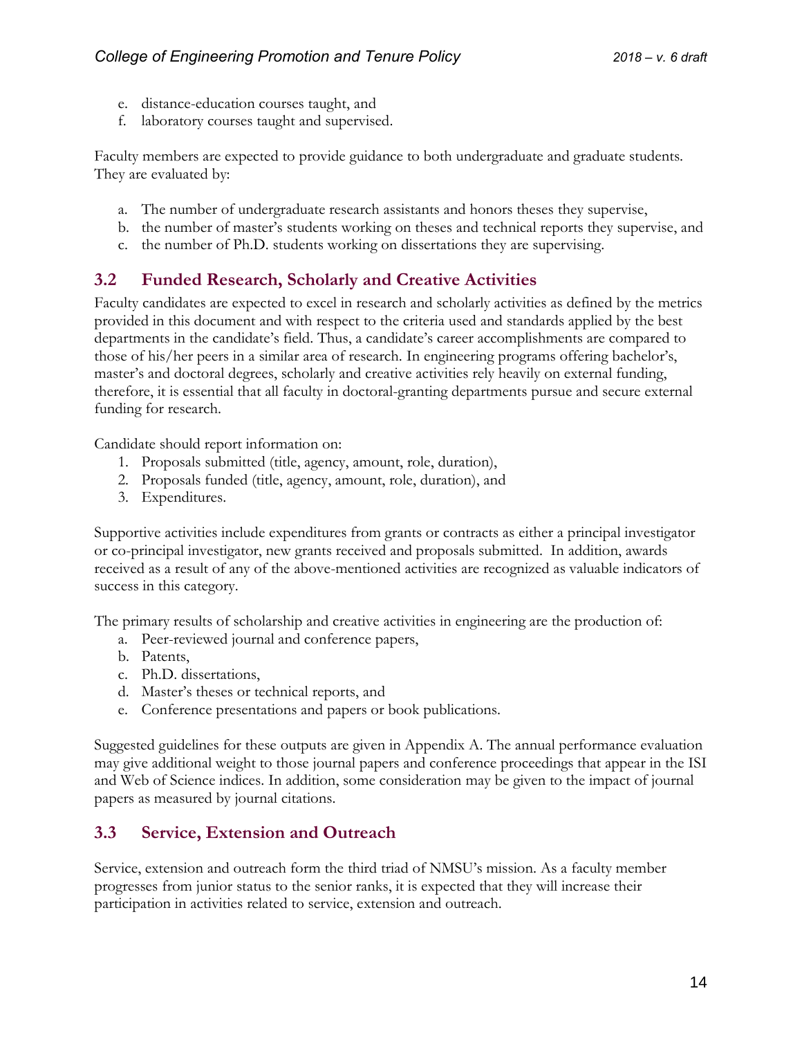e. distance-education courses taught, and
f. laboratory courses taught and supervised.

Faculty members are expected to provide guidance to both undergraduate and graduate students. They are evaluated by:

a. The number of undergraduate research assistants and honors theses they supervise,
b. the number of master's students working on theses and technical reports they supervise, and
c. the number of Ph.D. students working on dissertations they are supervising.

## 3.2 Funded Research, Scholarly and Creative Activities

Faculty candidates are expected to excel in research and scholarly activities as defined by the metrics provided in this document and with respect to the criteria used and standards applied by the best departments in the candidate's field. Thus, a candidate's career accomplishments are compared to those of his/her peers in a similar area of research. In engineering programs offering bachelor's, master's and doctoral degrees, scholarly and creative activities rely heavily on external funding, therefore, it is essential that all faculty in doctoral-granting departments pursue and secure external funding for research.

Candidate should report information on:

1. Proposals submitted (title, agency, amount, role, duration),
2. Proposals funded (title, agency, amount, role, duration), and
3. Expenditures.

Supportive activities include expenditures from grants or contracts as either a principal investigator or co-principal investigator, new grants received and proposals submitted. In addition, awards received as a result of any of the above-mentioned activities are recognized as valuable indicators of success in this category.

The primary results of scholarship and creative activities in engineering are the production of:

a. Peer-reviewed journal and conference papers,
b. Patents,
c. Ph.D. dissertations,
d. Master's theses or technical reports, and
e. Conference presentations and papers or book publications.

Suggested guidelines for these outputs are given in Appendix A. The annual performance evaluation may give additional weight to those journal papers and conference proceedings that appear in the ISI and Web of Science indices. In addition, some consideration may be given to the impact of journal papers as measured by journal citations.

## 3.3 Service, Extension and Outreach

Service, extension and outreach form the third triad of NMSU's mission. As a faculty member progresses from junior status to the senior ranks, it is expected that they will increase their participation in activities related to service, extension and outreach.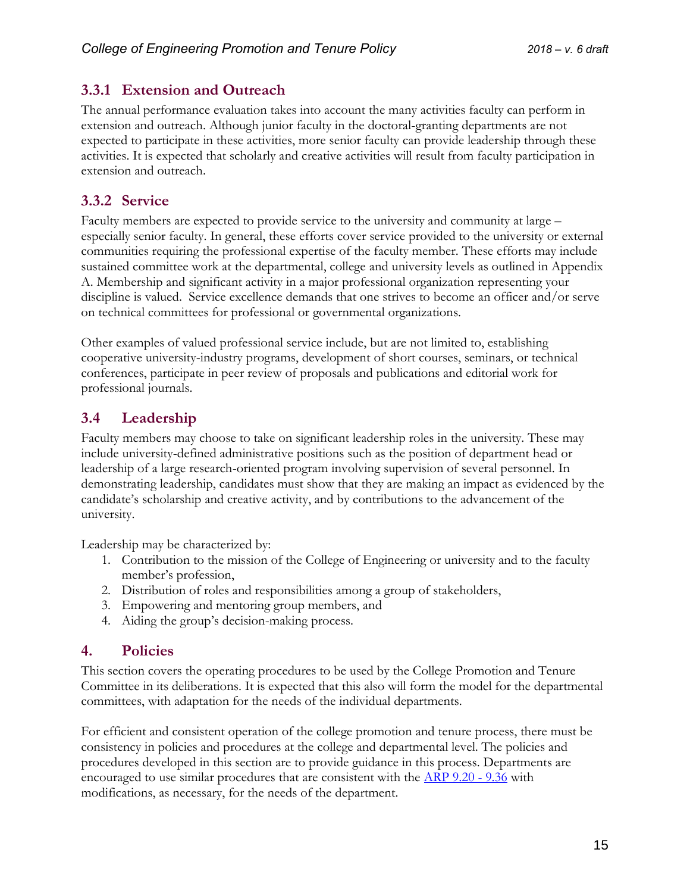### 3.3.1 Extension and Outreach

The annual performance evaluation takes into account the many activities faculty can perform in extension and outreach. Although junior faculty in the doctoral-granting departments are not expected to participate in these activities, more senior faculty can provide leadership through these activities. It is expected that scholarly and creative activities will result from faculty participation in extension and outreach.

### 3.3.2 Service

Faculty members are expected to provide service to the university and community at large – especially senior faculty. In general, these efforts cover service provided to the university or external communities requiring the professional expertise of the faculty member. These efforts may include sustained committee work at the departmental, college and university levels as outlined in Appendix A. Membership and significant activity in a major professional organization representing your discipline is valued. Service excellence demands that one strives to become an officer and/or serve on technical committees for professional or governmental organizations.

Other examples of valued professional service include, but are not limited to, establishing cooperative university-industry programs, development of short courses, seminars, or technical conferences, participate in peer review of proposals and publications and editorial work for professional journals.

## 3.4 Leadership

Faculty members may choose to take on significant leadership roles in the university. These may include university-defined administrative positions such as the position of department head or leadership of a large research-oriented program involving supervision of several personnel. In demonstrating leadership, candidates must show that they are making an impact as evidenced by the candidate's scholarship and creative activity, and by contributions to the advancement of the university.

Leadership may be characterized by:

1. Contribution to the mission of the College of Engineering or university and to the faculty member's profession,
2. Distribution of roles and responsibilities among a group of stakeholders,
3. Empowering and mentoring group members, and
4. Aiding the group's decision-making process.

# 4. Policies

This section covers the operating procedures to be used by the College Promotion and Tenure Committee in its deliberations. It is expected that this also will form the model for the departmental committees, with adaptation for the needs of the individual departments.

For efficient and consistent operation of the college promotion and tenure process, there must be consistency in policies and procedures at the college and departmental level. The policies and procedures developed in this section are to provide guidance in this process. Departments are encouraged to use similar procedures that are consistent with the ARP 9.20 - 9.36 with modifications, as necessary, for the needs of the department.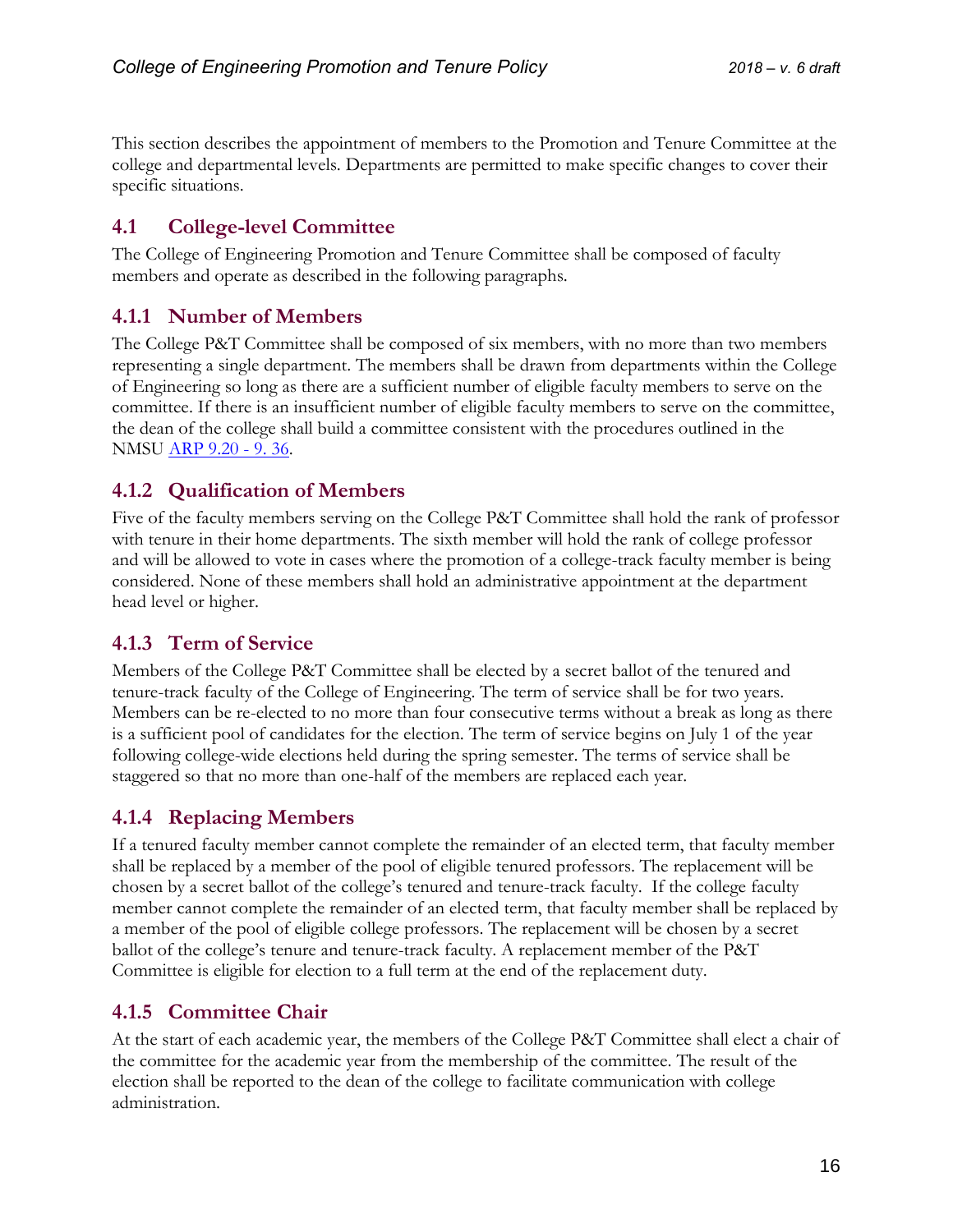This section describes the appointment of members to the Promotion and Tenure Committee at the college and departmental levels. Departments are permitted to make specific changes to cover their specific situations.

## 4.1 College-level Committee

The College of Engineering Promotion and Tenure Committee shall be composed of faculty members and operate as described in the following paragraphs.

### 4.1.1 Number of Members

The College P&T Committee shall be composed of six members, with no more than two members representing a single department. The members shall be drawn from departments within the College of Engineering so long as there are a sufficient number of eligible faculty members to serve on the committee. If there is an insufficient number of eligible faculty members to serve on the committee, the dean of the college shall build a committee consistent with the procedures outlined in the NMSU ARP 9.20 - 9. 36.

### 4.1.2 Qualification of Members

Five of the faculty members serving on the College P&T Committee shall hold the rank of professor with tenure in their home departments. The sixth member will hold the rank of college professor and will be allowed to vote in cases where the promotion of a college-track faculty member is being considered. None of these members shall hold an administrative appointment at the department head level or higher.

### 4.1.3 Term of Service

Members of the College P&T Committee shall be elected by a secret ballot of the tenured and tenure-track faculty of the College of Engineering. The term of service shall be for two years. Members can be re-elected to no more than four consecutive terms without a break as long as there is a sufficient pool of candidates for the election. The term of service begins on July 1 of the year following college-wide elections held during the spring semester. The terms of service shall be staggered so that no more than one-half of the members are replaced each year.

### 4.1.4 Replacing Members

If a tenured faculty member cannot complete the remainder of an elected term, that faculty member shall be replaced by a member of the pool of eligible tenured professors. The replacement will be chosen by a secret ballot of the college's tenured and tenure-track faculty. If the college faculty member cannot complete the remainder of an elected term, that faculty member shall be replaced by a member of the pool of eligible college professors. The replacement will be chosen by a secret ballot of the college's tenure and tenure-track faculty. A replacement member of the P&T Committee is eligible for election to a full term at the end of the replacement duty.

### 4.1.5 Committee Chair

At the start of each academic year, the members of the College P&T Committee shall elect a chair of the committee for the academic year from the membership of the committee. The result of the election shall be reported to the dean of the college to facilitate communication with college administration.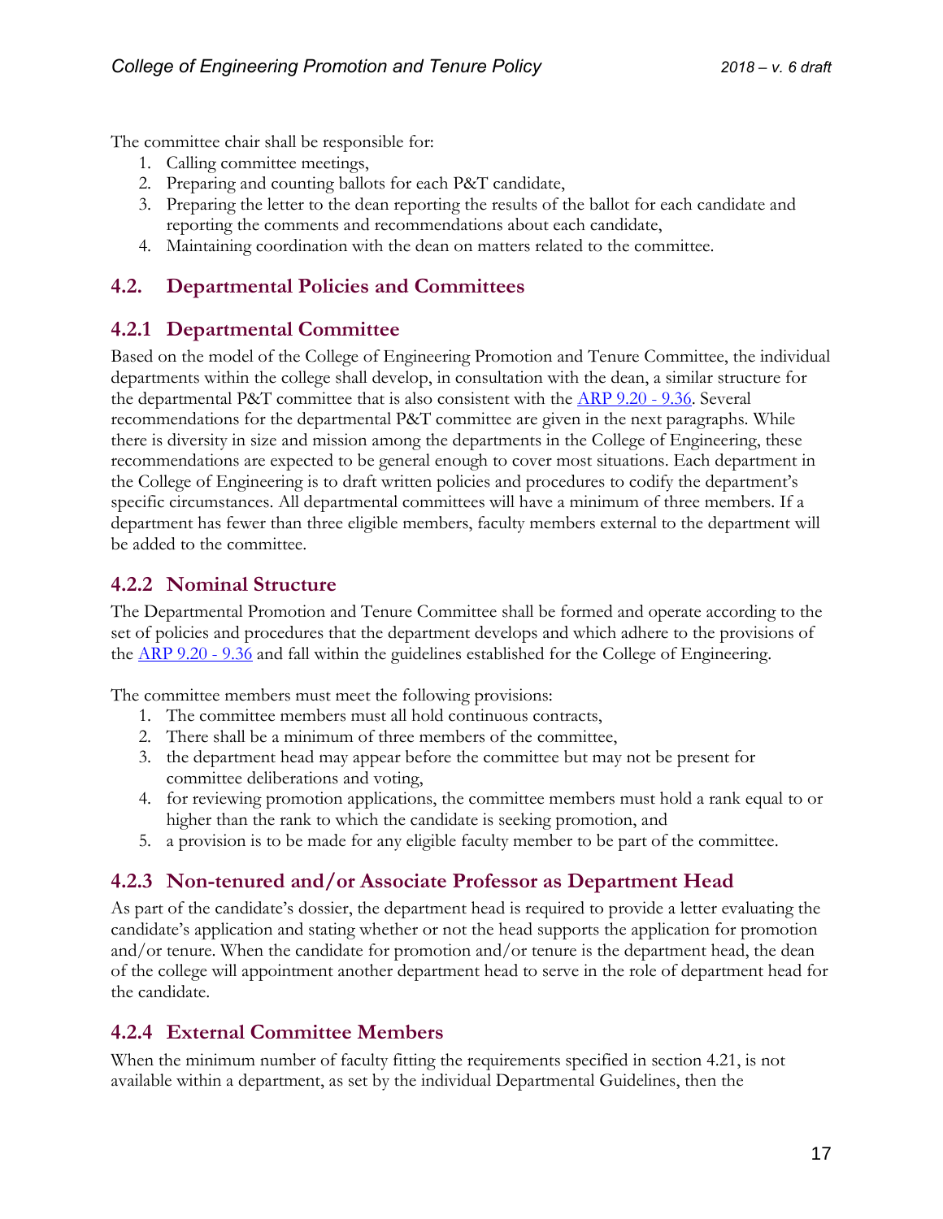The committee chair shall be responsible for:

1. Calling committee meetings,
2. Preparing and counting ballots for each P&T candidate,
3. Preparing the letter to the dean reporting the results of the ballot for each candidate and reporting the comments and recommendations about each candidate,
4. Maintaining coordination with the dean on matters related to the committee.

## 4.2. Departmental Policies and Committees

### 4.2.1 Departmental Committee

Based on the model of the College of Engineering Promotion and Tenure Committee, the individual departments within the college shall develop, in consultation with the dean, a similar structure for the departmental P&T committee that is also consistent with the ARP 9.20 - 9.36. Several recommendations for the departmental P&T committee are given in the next paragraphs. While there is diversity in size and mission among the departments in the College of Engineering, these recommendations are expected to be general enough to cover most situations. Each department in the College of Engineering is to draft written policies and procedures to codify the department's specific circumstances. All departmental committees will have a minimum of three members. If a department has fewer than three eligible members, faculty members external to the department will be added to the committee.

### 4.2.2 Nominal Structure

The Departmental Promotion and Tenure Committee shall be formed and operate according to the set of policies and procedures that the department develops and which adhere to the provisions of the ARP 9.20 - 9.36 and fall within the guidelines established for the College of Engineering.

The committee members must meet the following provisions:

1. The committee members must all hold continuous contracts,
2. There shall be a minimum of three members of the committee,
3. the department head may appear before the committee but may not be present for committee deliberations and voting,
4. for reviewing promotion applications, the committee members must hold a rank equal to or higher than the rank to which the candidate is seeking promotion, and
5. a provision is to be made for any eligible faculty member to be part of the committee.

### 4.2.3 Non-tenured and/or Associate Professor as Department Head

As part of the candidate's dossier, the department head is required to provide a letter evaluating the candidate's application and stating whether or not the head supports the application for promotion and/or tenure. When the candidate for promotion and/or tenure is the department head, the dean of the college will appointment another department head to serve in the role of department head for the candidate.

### 4.2.4 External Committee Members

When the minimum number of faculty fitting the requirements specified in section 4.21, is not available within a department, as set by the individual Departmental Guidelines, then the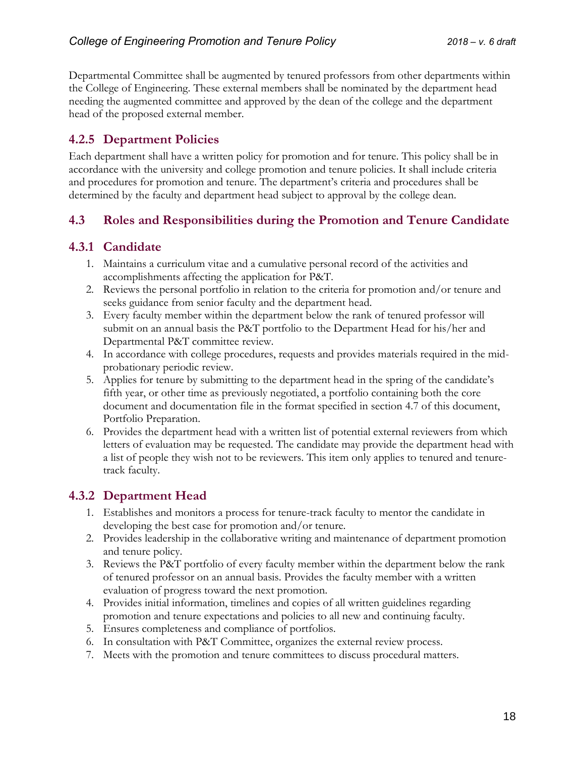Departmental Committee shall be augmented by tenured professors from other departments within the College of Engineering. These external members shall be nominated by the department head needing the augmented committee and approved by the dean of the college and the department head of the proposed external member.

### 4.2.5 Department Policies

Each department shall have a written policy for promotion and for tenure. This policy shall be in accordance with the university and college promotion and tenure policies. It shall include criteria and procedures for promotion and tenure. The department's criteria and procedures shall be determined by the faculty and department head subject to approval by the college dean.

## 4.3 Roles and Responsibilities during the Promotion and Tenure Candidate

### 4.3.1 Candidate

1. Maintains a curriculum vitae and a cumulative personal record of the activities and accomplishments affecting the application for P&T.
2. Reviews the personal portfolio in relation to the criteria for promotion and/or tenure and seeks guidance from senior faculty and the department head.
3. Every faculty member within the department below the rank of tenured professor will submit on an annual basis the P&T portfolio to the Department Head for his/her and Departmental P&T committee review.
4. In accordance with college procedures, requests and provides materials required in the mid-probationary periodic review.
5. Applies for tenure by submitting to the department head in the spring of the candidate's fifth year, or other time as previously negotiated, a portfolio containing both the core document and documentation file in the format specified in section 4.7 of this document, Portfolio Preparation.
6. Provides the department head with a written list of potential external reviewers from which letters of evaluation may be requested. The candidate may provide the department head with a list of people they wish not to be reviewers. This item only applies to tenured and tenure-track faculty.

### 4.3.2 Department Head

1. Establishes and monitors a process for tenure-track faculty to mentor the candidate in developing the best case for promotion and/or tenure.
2. Provides leadership in the collaborative writing and maintenance of department promotion and tenure policy.
3. Reviews the P&T portfolio of every faculty member within the department below the rank of tenured professor on an annual basis. Provides the faculty member with a written evaluation of progress toward the next promotion.
4. Provides initial information, timelines and copies of all written guidelines regarding promotion and tenure expectations and policies to all new and continuing faculty.
5. Ensures completeness and compliance of portfolios.
6. In consultation with P&T Committee, organizes the external review process.
7. Meets with the promotion and tenure committees to discuss procedural matters.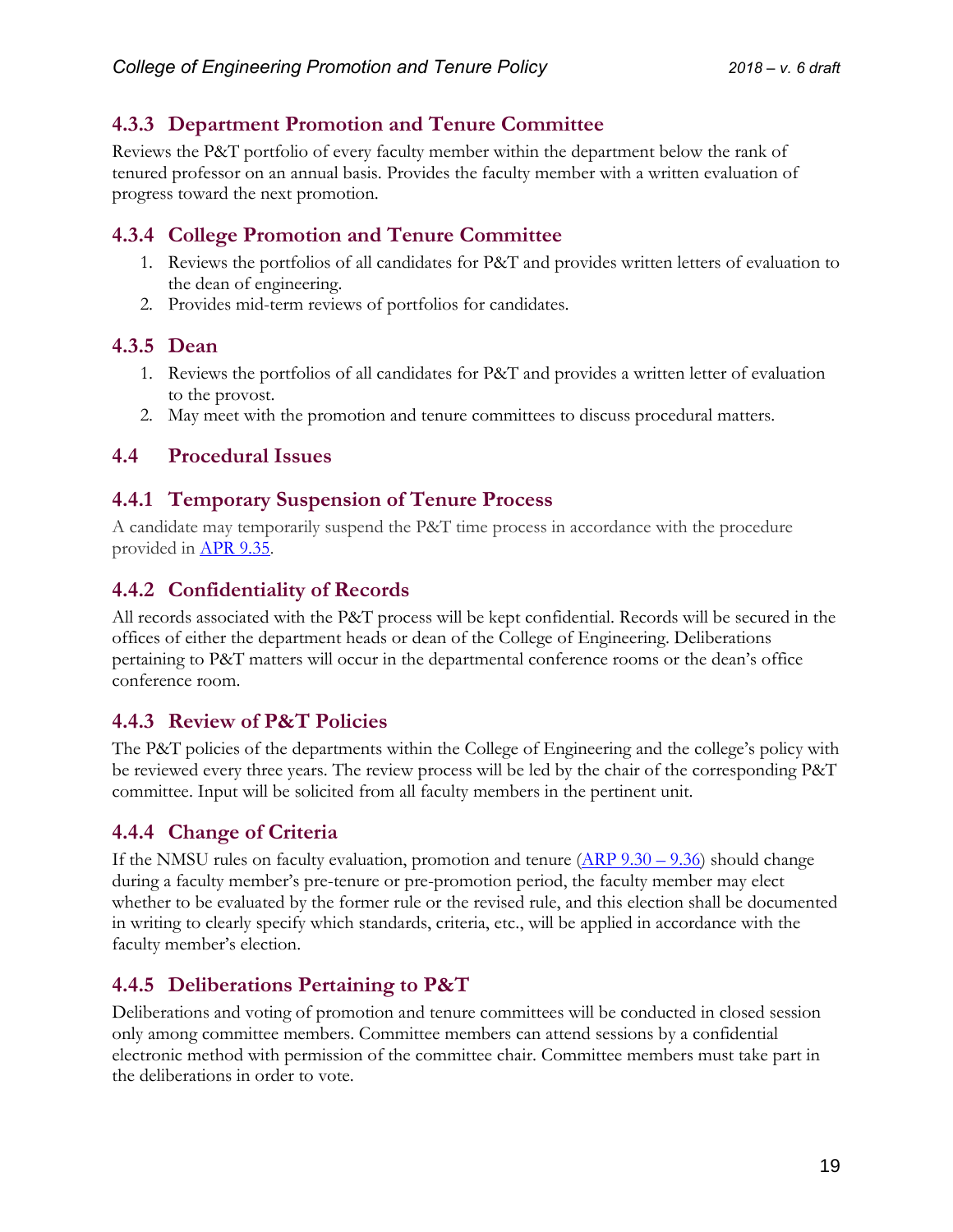### 4.3.3 Department Promotion and Tenure Committee

Reviews the P&T portfolio of every faculty member within the department below the rank of tenured professor on an annual basis. Provides the faculty member with a written evaluation of progress toward the next promotion.

### 4.3.4 College Promotion and Tenure Committee

1. Reviews the portfolios of all candidates for P&T and provides written letters of evaluation to the dean of engineering.
2. Provides mid-term reviews of portfolios for candidates.

### 4.3.5 Dean

1. Reviews the portfolios of all candidates for P&T and provides a written letter of evaluation to the provost.
2. May meet with the promotion and tenure committees to discuss procedural matters.

## 4.4 Procedural Issues

### 4.4.1 Temporary Suspension of Tenure Process

A candidate may temporarily suspend the P&T time process in accordance with the procedure provided in [APR 9.35](APR 9.35).

### 4.4.2 Confidentiality of Records

All records associated with the P&T process will be kept confidential. Records will be secured in the offices of either the department heads or dean of the College of Engineering. Deliberations pertaining to P&T matters will occur in the departmental conference rooms or the dean's office conference room.

### 4.4.3 Review of P&T Policies

The P&T policies of the departments within the College of Engineering and the college's policy with be reviewed every three years. The review process will be led by the chair of the corresponding P&T committee. Input will be solicited from all faculty members in the pertinent unit.

### 4.4.4 Change of Criteria

If the NMSU rules on faculty evaluation, promotion and tenure ([ARP 9.30 – 9.36](ARP 9.30 – 9.36)) should change during a faculty member's pre-tenure or pre-promotion period, the faculty member may elect whether to be evaluated by the former rule or the revised rule, and this election shall be documented in writing to clearly specify which standards, criteria, etc., will be applied in accordance with the faculty member's election.

### 4.4.5 Deliberations Pertaining to P&T

Deliberations and voting of promotion and tenure committees will be conducted in closed session only among committee members. Committee members can attend sessions by a confidential electronic method with permission of the committee chair. Committee members must take part in the deliberations in order to vote.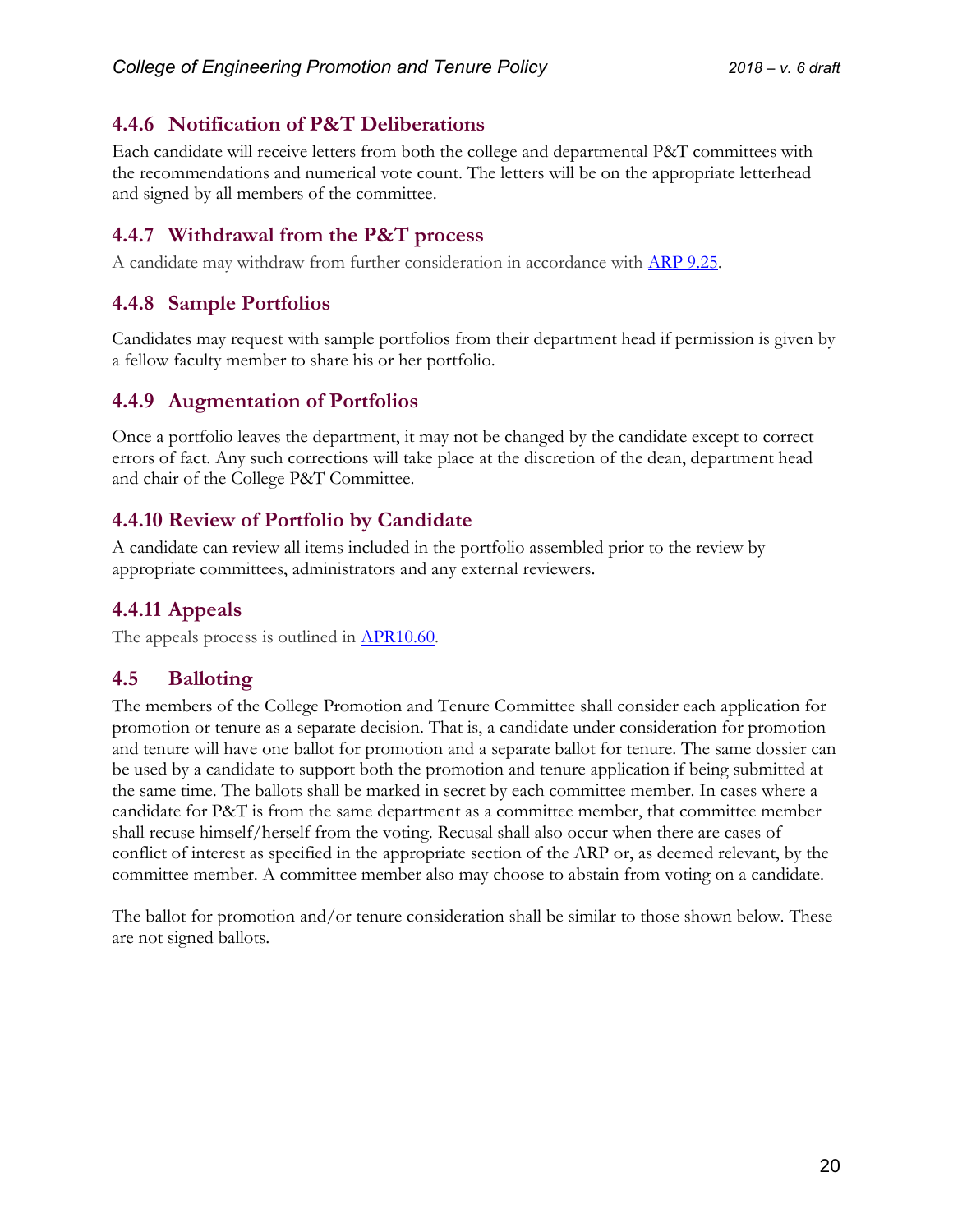### 4.4.6 Notification of P&T Deliberations

Each candidate will receive letters from both the college and departmental P&T committees with the recommendations and numerical vote count. The letters will be on the appropriate letterhead and signed by all members of the committee.

### 4.4.7 Withdrawal from the P&T process

A candidate may withdraw from further consideration in accordance with ARP 9.25.

### 4.4.8 Sample Portfolios

Candidates may request with sample portfolios from their department head if permission is given by a fellow faculty member to share his or her portfolio.

### 4.4.9 Augmentation of Portfolios

Once a portfolio leaves the department, it may not be changed by the candidate except to correct errors of fact. Any such corrections will take place at the discretion of the dean, department head and chair of the College P&T Committee.

### 4.4.10 Review of Portfolio by Candidate

A candidate can review all items included in the portfolio assembled prior to the review by appropriate committees, administrators and any external reviewers.

### 4.4.11 Appeals

The appeals process is outlined in APR10.60.

## 4.5 Balloting

The members of the College Promotion and Tenure Committee shall consider each application for promotion or tenure as a separate decision. That is, a candidate under consideration for promotion and tenure will have one ballot for promotion and a separate ballot for tenure. The same dossier can be used by a candidate to support both the promotion and tenure application if being submitted at the same time. The ballots shall be marked in secret by each committee member. In cases where a candidate for P&T is from the same department as a committee member, that committee member shall recuse himself/herself from the voting. Recusal shall also occur when there are cases of conflict of interest as specified in the appropriate section of the ARP or, as deemed relevant, by the committee member. A committee member also may choose to abstain from voting on a candidate.

The ballot for promotion and/or tenure consideration shall be similar to those shown below. These are not signed ballots.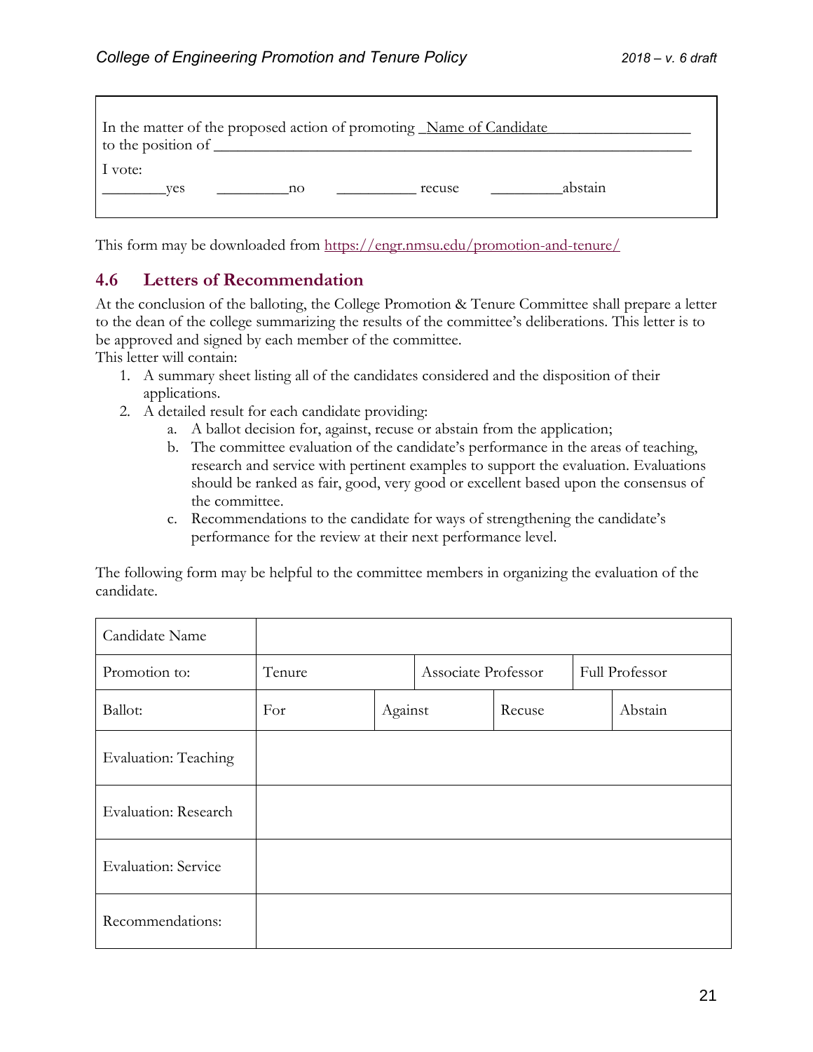In the matter of the proposed action of promoting _Name of Candidate__________________
to the position of _______________________________________________________________

I vote:

________yes   _________no   __________ recuse   _________abstain

This form may be downloaded from [https://engr.nmsu.edu/promotion-and-tenure/](https://engr.nmsu.edu/promotion-and-tenure/)

## 4.6 Letters of Recommendation

At the conclusion of the balloting, the College Promotion & Tenure Committee shall prepare a letter to the dean of the college summarizing the results of the committee's deliberations. This letter is to be approved and signed by each member of the committee.
This letter will contain:

1. A summary sheet listing all of the candidates considered and the disposition of their applications.
2. A detailed result for each candidate providing:
   a. A ballot decision for, against, recuse or abstain from the application;
   b. The committee evaluation of the candidate's performance in the areas of teaching, research and service with pertinent examples to support the evaluation. Evaluations should be ranked as fair, good, very good or excellent based upon the consensus of the committee.
   c. Recommendations to the candidate for ways of strengthening the candidate's performance for the review at their next performance level.

The following form may be helpful to the committee members in organizing the evaluation of the candidate.

| Candidate Name | | | | |
|---|---|---|---|---|
| Promotion to: | Tenure | Associate Professor | Full Professor | |
| Ballot: | For | Against | Recuse | Abstain |
| Evaluation: Teaching | | | | |
| Evaluation: Research | | | | |
| Evaluation: Service | | | | |
| Recommendations: | | | | |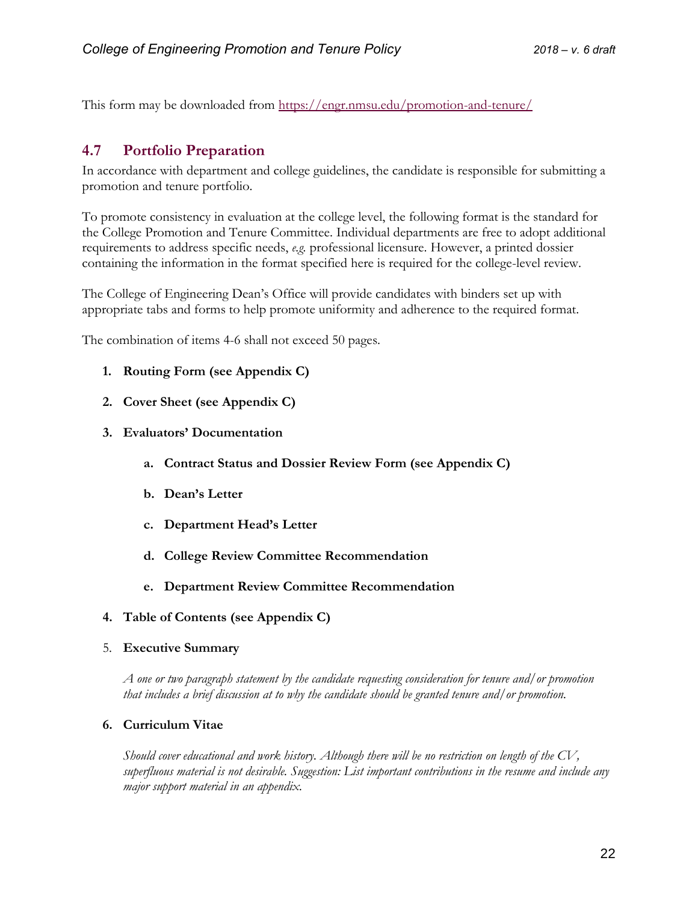This form may be downloaded from [https://engr.nmsu.edu/promotion-and-tenure/](https://engr.nmsu.edu/promotion-and-tenure/)

## 4.7 Portfolio Preparation

In accordance with department and college guidelines, the candidate is responsible for submitting a promotion and tenure portfolio.

To promote consistency in evaluation at the college level, the following format is the standard for the College Promotion and Tenure Committee. Individual departments are free to adopt additional requirements to address specific needs, *e.g.* professional licensure. However, a printed dossier containing the information in the format specified here is required for the college-level review.

The College of Engineering Dean's Office will provide candidates with binders set up with appropriate tabs and forms to help promote uniformity and adherence to the required format.

The combination of items 4-6 shall not exceed 50 pages.

1. **Routing Form (see Appendix C)**

2. **Cover Sheet (see Appendix C)**

3. **Evaluators' Documentation**

    a. **Contract Status and Dossier Review Form (see Appendix C)**

    b. **Dean's Letter**

    c. **Department Head's Letter**

    d. **College Review Committee Recommendation**

    e. **Department Review Committee Recommendation**

4. **Table of Contents (see Appendix C)**

5. **Executive Summary**

    *A one or two paragraph statement by the candidate requesting consideration for tenure and/or promotion that includes a brief discussion at to why the candidate should be granted tenure and/or promotion.*

6. **Curriculum Vitae**

    *Should cover educational and work history. Although there will be no restriction on length of the CV, superfluous material is not desirable. Suggestion: List important contributions in the resume and include any major support material in an appendix.*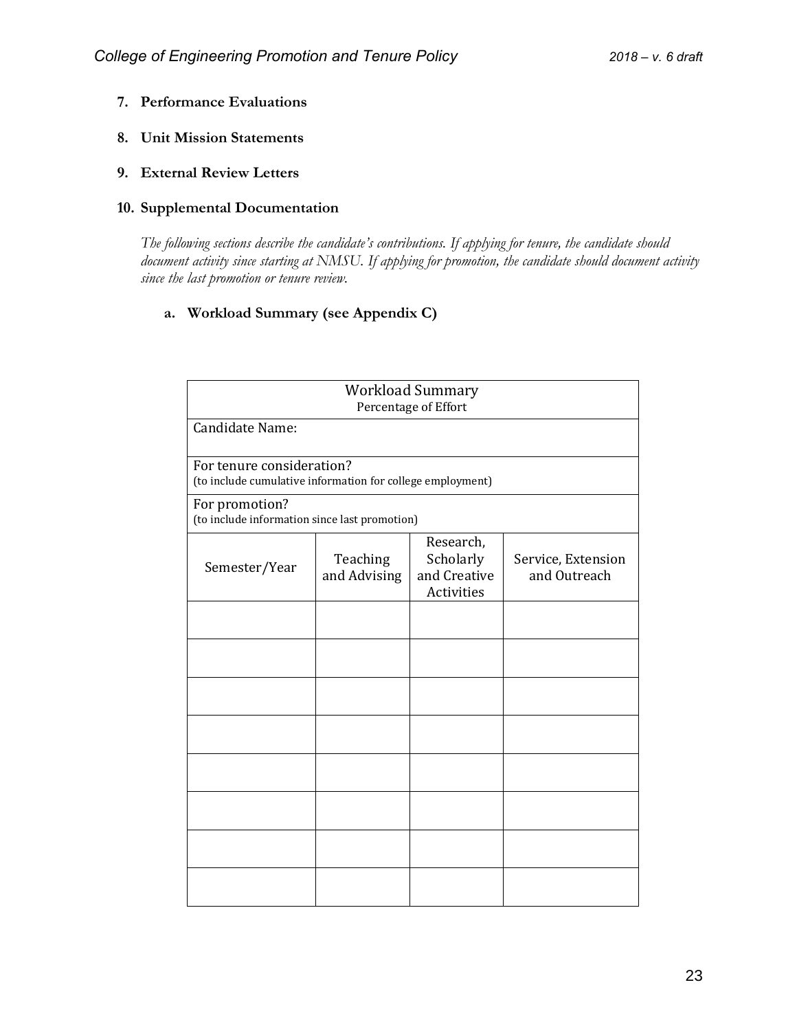**7. Performance Evaluations**

**8. Unit Mission Statements**

**9. External Review Letters**

**10. Supplemental Documentation**

*The following sections describe the candidate's contributions. If applying for tenure, the candidate should document activity since starting at NMSU. If applying for promotion, the candidate should document activity since the last promotion or tenure review.*

**a. Workload Summary (see Appendix C)**

| Workload Summary<br>Percentage of Effort | | | |
|---|---|---|---|
| Candidate Name: | | | |
| For tenure consideration?<br>(to include cumulative information for college employment) | | | |
| For promotion?<br>(to include information since last promotion) | | | |
| Semester/Year | Teaching and Advising | Research, Scholarly and Creative Activities | Service, Extension and Outreach |
| | | | |
| | | | |
| | | | |
| | | | |
| | | | |
| | | | |
| | | | |
| | | | |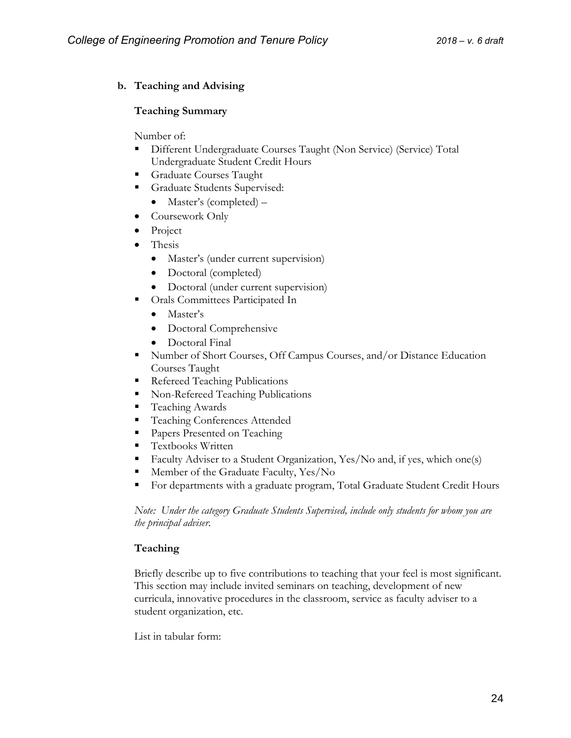**b. Teaching and Advising**

**Teaching Summary**

Number of:

- Different Undergraduate Courses Taught (Non Service) (Service) Total Undergraduate Student Credit Hours
- Graduate Courses Taught
- Graduate Students Supervised:
  - Master's (completed) –
- Coursework Only
- Project
- Thesis
  - Master's (under current supervision)
  - Doctoral (completed)
  - Doctoral (under current supervision)
- Orals Committees Participated In
  - Master's
  - Doctoral Comprehensive
  - Doctoral Final
- Number of Short Courses, Off Campus Courses, and/or Distance Education Courses Taught
- Refereed Teaching Publications
- Non-Refereed Teaching Publications
- Teaching Awards
- Teaching Conferences Attended
- Papers Presented on Teaching
- Textbooks Written
- Faculty Adviser to a Student Organization, Yes/No and, if yes, which one(s)
- Member of the Graduate Faculty, Yes/No
- For departments with a graduate program, Total Graduate Student Credit Hours

*Note: Under the category Graduate Students Supervised, include only students for whom you are the principal adviser.*

**Teaching**

Briefly describe up to five contributions to teaching that your feel is most significant. This section may include invited seminars on teaching, development of new curricula, innovative procedures in the classroom, service as faculty adviser to a student organization, etc.

List in tabular form: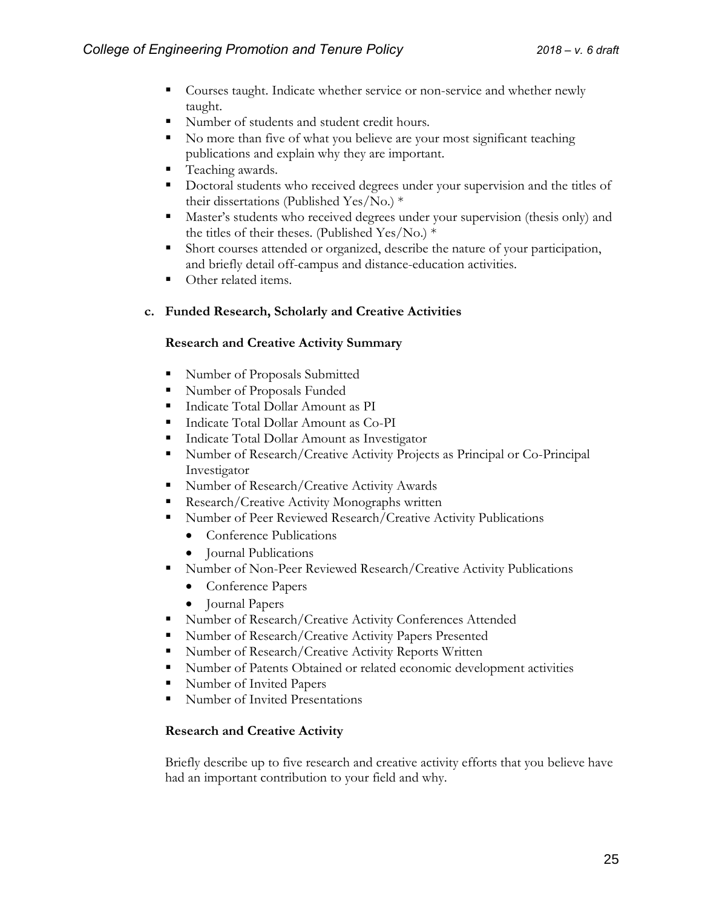- Courses taught. Indicate whether service or non-service and whether newly taught.
- Number of students and student credit hours.
- No more than five of what you believe are your most significant teaching publications and explain why they are important.
- Teaching awards.
- Doctoral students who received degrees under your supervision and the titles of their dissertations (Published Yes/No.) *
- Master's students who received degrees under your supervision (thesis only) and the titles of their theses. (Published Yes/No.) *
- Short courses attended or organized, describe the nature of your participation, and briefly detail off-campus and distance-education activities.
- Other related items.

**c. Funded Research, Scholarly and Creative Activities**

**Research and Creative Activity Summary**

- Number of Proposals Submitted
- Number of Proposals Funded
- Indicate Total Dollar Amount as PI
- Indicate Total Dollar Amount as Co-PI
- Indicate Total Dollar Amount as Investigator
- Number of Research/Creative Activity Projects as Principal or Co-Principal Investigator
- Number of Research/Creative Activity Awards
- Research/Creative Activity Monographs written
- Number of Peer Reviewed Research/Creative Activity Publications
  - Conference Publications
  - Journal Publications
- Number of Non-Peer Reviewed Research/Creative Activity Publications
  - Conference Papers
  - Journal Papers
- Number of Research/Creative Activity Conferences Attended
- Number of Research/Creative Activity Papers Presented
- Number of Research/Creative Activity Reports Written
- Number of Patents Obtained or related economic development activities
- Number of Invited Papers
- Number of Invited Presentations

**Research and Creative Activity**

Briefly describe up to five research and creative activity efforts that you believe have had an important contribution to your field and why.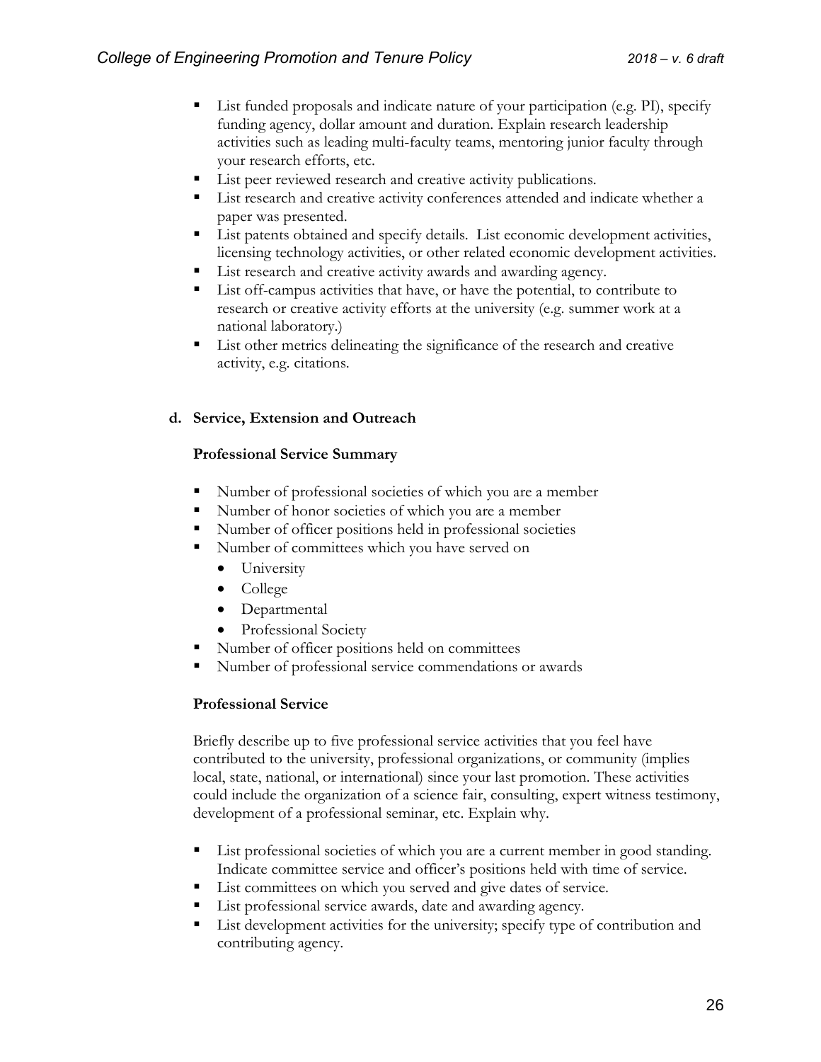- List funded proposals and indicate nature of your participation (e.g. PI), specify funding agency, dollar amount and duration. Explain research leadership activities such as leading multi-faculty teams, mentoring junior faculty through your research efforts, etc.
- List peer reviewed research and creative activity publications.
- List research and creative activity conferences attended and indicate whether a paper was presented.
- List patents obtained and specify details. List economic development activities, licensing technology activities, or other related economic development activities.
- List research and creative activity awards and awarding agency.
- List off-campus activities that have, or have the potential, to contribute to research or creative activity efforts at the university (e.g. summer work at a national laboratory.)
- List other metrics delineating the significance of the research and creative activity, e.g. citations.

**d. Service, Extension and Outreach**

**Professional Service Summary**

- Number of professional societies of which you are a member
- Number of honor societies of which you are a member
- Number of officer positions held in professional societies
- Number of committees which you have served on
  - University
  - College
  - Departmental
  - Professional Society
- Number of officer positions held on committees
- Number of professional service commendations or awards

**Professional Service**

Briefly describe up to five professional service activities that you feel have contributed to the university, professional organizations, or community (implies local, state, national, or international) since your last promotion. These activities could include the organization of a science fair, consulting, expert witness testimony, development of a professional seminar, etc. Explain why.

- List professional societies of which you are a current member in good standing. Indicate committee service and officer's positions held with time of service.
- List committees on which you served and give dates of service.
- List professional service awards, date and awarding agency.
- List development activities for the university; specify type of contribution and contributing agency.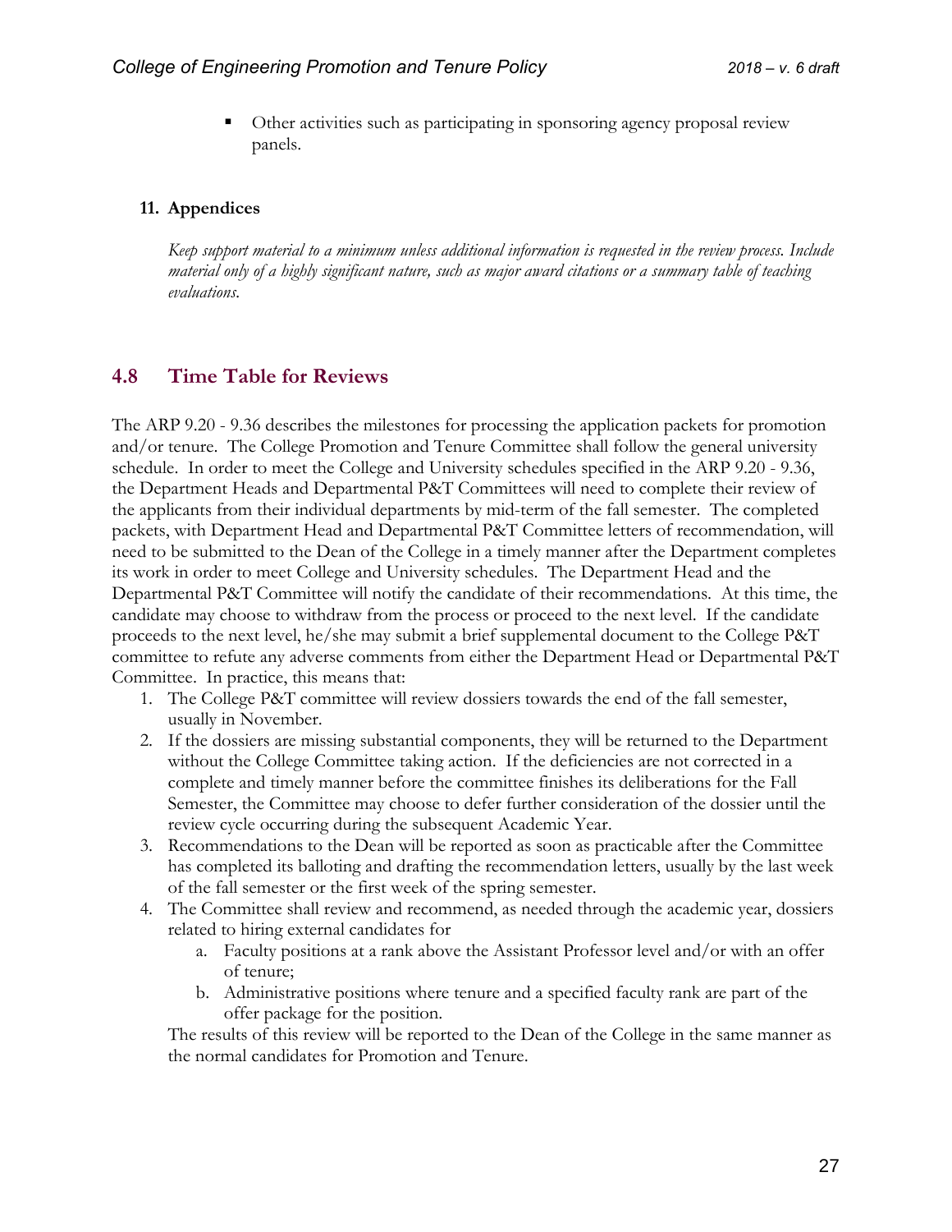- Other activities such as participating in sponsoring agency proposal review panels.

**11. Appendices**

*Keep support material to a minimum unless additional information is requested in the review process. Include material only of a highly significant nature, such as major award citations or a summary table of teaching evaluations.*

## 4.8 Time Table for Reviews

The ARP 9.20 - 9.36 describes the milestones for processing the application packets for promotion and/or tenure. The College Promotion and Tenure Committee shall follow the general university schedule. In order to meet the College and University schedules specified in the ARP 9.20 - 9.36, the Department Heads and Departmental P&T Committees will need to complete their review of the applicants from their individual departments by mid-term of the fall semester. The completed packets, with Department Head and Departmental P&T Committee letters of recommendation, will need to be submitted to the Dean of the College in a timely manner after the Department completes its work in order to meet College and University schedules. The Department Head and the Departmental P&T Committee will notify the candidate of their recommendations. At this time, the candidate may choose to withdraw from the process or proceed to the next level. If the candidate proceeds to the next level, he/she may submit a brief supplemental document to the College P&T committee to refute any adverse comments from either the Department Head or Departmental P&T Committee. In practice, this means that:

1. The College P&T committee will review dossiers towards the end of the fall semester, usually in November.
2. If the dossiers are missing substantial components, they will be returned to the Department without the College Committee taking action. If the deficiencies are not corrected in a complete and timely manner before the committee finishes its deliberations for the Fall Semester, the Committee may choose to defer further consideration of the dossier until the review cycle occurring during the subsequent Academic Year.
3. Recommendations to the Dean will be reported as soon as practicable after the Committee has completed its balloting and drafting the recommendation letters, usually by the last week of the fall semester or the first week of the spring semester.
4. The Committee shall review and recommend, as needed through the academic year, dossiers related to hiring external candidates for
   a. Faculty positions at a rank above the Assistant Professor level and/or with an offer of tenure;
   b. Administrative positions where tenure and a specified faculty rank are part of the offer package for the position.

   The results of this review will be reported to the Dean of the College in the same manner as the normal candidates for Promotion and Tenure.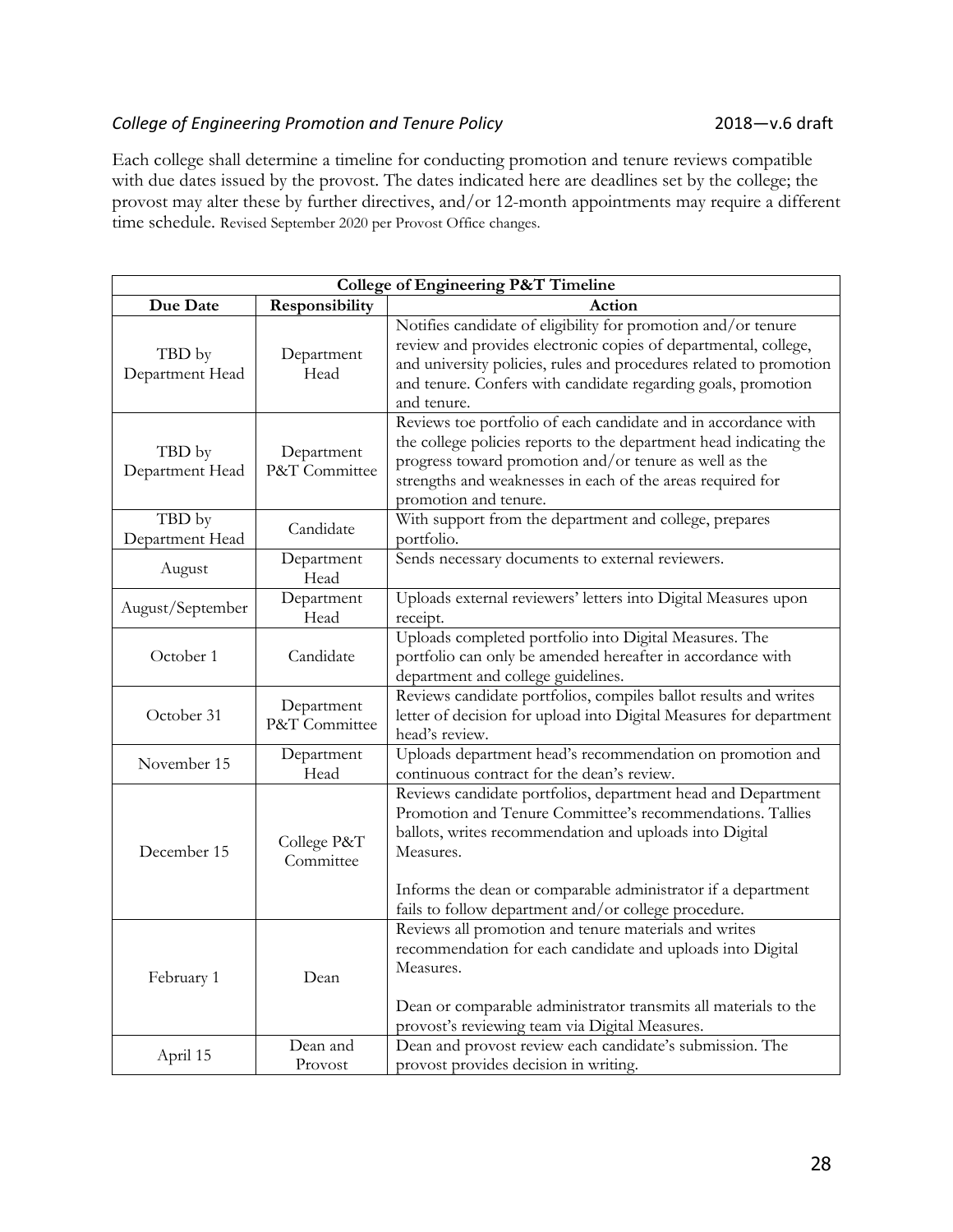Each college shall determine a timeline for conducting promotion and tenure reviews compatible with due dates issued by the provost. The dates indicated here are deadlines set by the college; the provost may alter these by further directives, and/or 12-month appointments may require a different time schedule. Revised September 2020 per Provost Office changes.

| College of Engineering P&T Timeline | | |
|---|---|---|
| **Due Date** | **Responsibility** | **Action** |
| TBD by Department Head | Department Head | Notifies candidate of eligibility for promotion and/or tenure review and provides electronic copies of departmental, college, and university policies, rules and procedures related to promotion and tenure. Confers with candidate regarding goals, promotion and tenure. |
| TBD by Department Head | Department P&T Committee | Reviews toe portfolio of each candidate and in accordance with the college policies reports to the department head indicating the progress toward promotion and/or tenure as well as the strengths and weaknesses in each of the areas required for promotion and tenure. |
| TBD by Department Head | Candidate | With support from the department and college, prepares portfolio. |
| August | Department Head | Sends necessary documents to external reviewers. |
| August/September | Department Head | Uploads external reviewers' letters into Digital Measures upon receipt. |
| October 1 | Candidate | Uploads completed portfolio into Digital Measures. The portfolio can only be amended hereafter in accordance with department and college guidelines. |
| October 31 | Department P&T Committee | Reviews candidate portfolios, compiles ballot results and writes letter of decision for upload into Digital Measures for department head's review. |
| November 15 | Department Head | Uploads department head's recommendation on promotion and continuous contract for the dean's review. |
| December 15 | College P&T Committee | Reviews candidate portfolios, department head and Department Promotion and Tenure Committee's recommendations. Tallies ballots, writes recommendation and uploads into Digital Measures.<br><br>Informs the dean or comparable administrator if a department fails to follow department and/or college procedure. |
| February 1 | Dean | Reviews all promotion and tenure materials and writes recommendation for each candidate and uploads into Digital Measures.<br><br>Dean or comparable administrator transmits all materials to the provost's reviewing team via Digital Measures. |
| April 15 | Dean and Provost | Dean and provost review each candidate's submission. The provost provides decision in writing. |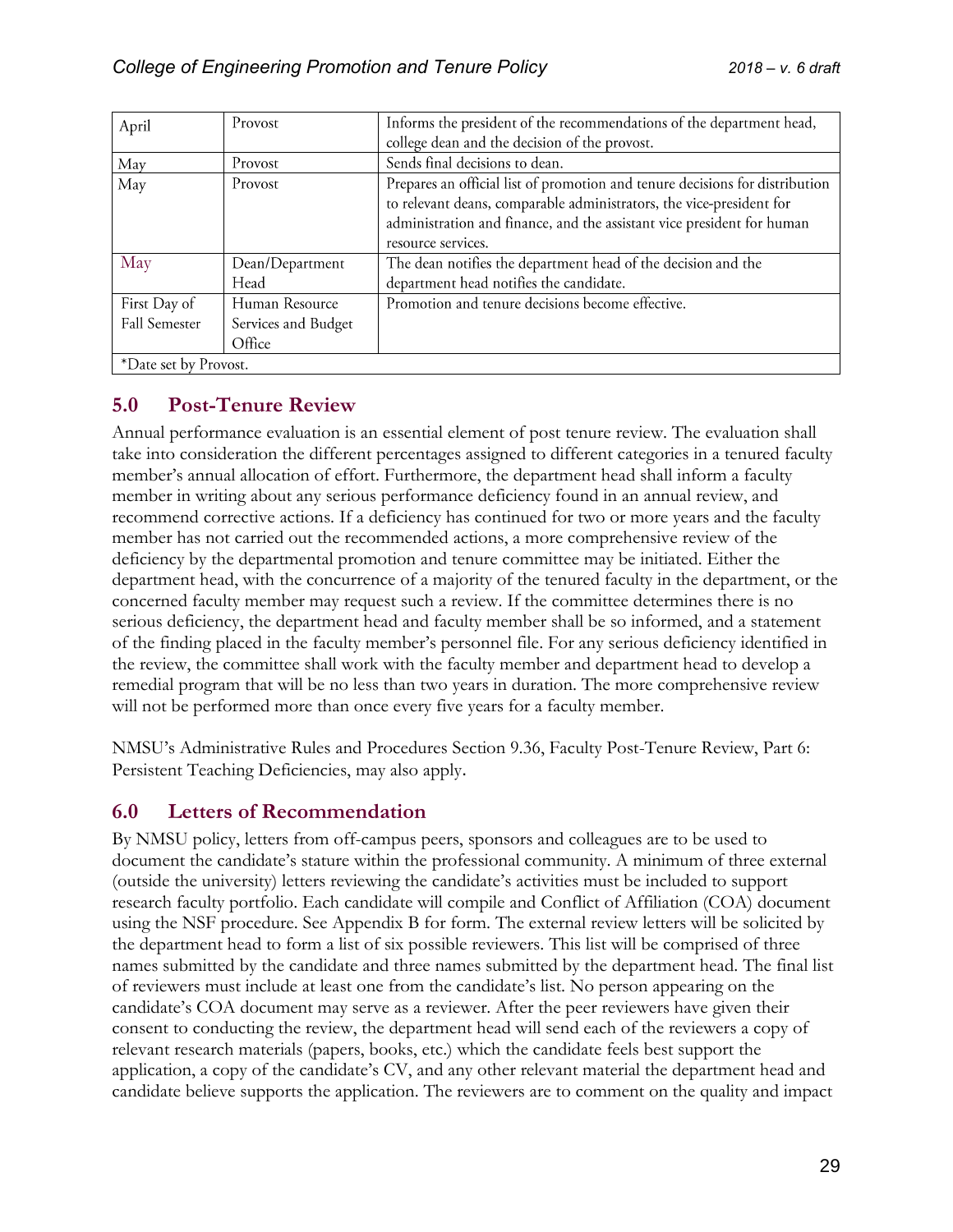| April | Provost | Informs the president of the recommendations of the department head, college dean and the decision of the provost. |
|---|---|---|
| May | Provost | Sends final decisions to dean. |
| May | Provost | Prepares an official list of promotion and tenure decisions for distribution to relevant deans, comparable administrators, the vice-president for administration and finance, and the assistant vice president for human resource services. |
| May | Dean/Department Head | The dean notifies the department head of the decision and the department head notifies the candidate. |
| First Day of Fall Semester | Human Resource Services and Budget Office | Promotion and tenure decisions become effective. |
| *Date set by Provost. | | |

## 5.0 Post-Tenure Review

Annual performance evaluation is an essential element of post tenure review. The evaluation shall take into consideration the different percentages assigned to different categories in a tenured faculty member's annual allocation of effort. Furthermore, the department head shall inform a faculty member in writing about any serious performance deficiency found in an annual review, and recommend corrective actions. If a deficiency has continued for two or more years and the faculty member has not carried out the recommended actions, a more comprehensive review of the deficiency by the departmental promotion and tenure committee may be initiated. Either the department head, with the concurrence of a majority of the tenured faculty in the department, or the concerned faculty member may request such a review. If the committee determines there is no serious deficiency, the department head and faculty member shall be so informed, and a statement of the finding placed in the faculty member's personnel file. For any serious deficiency identified in the review, the committee shall work with the faculty member and department head to develop a remedial program that will be no less than two years in duration. The more comprehensive review will not be performed more than once every five years for a faculty member.

NMSU's Administrative Rules and Procedures Section 9.36, Faculty Post-Tenure Review, Part 6: Persistent Teaching Deficiencies, may also apply.

## 6.0 Letters of Recommendation

By NMSU policy, letters from off-campus peers, sponsors and colleagues are to be used to document the candidate's stature within the professional community. A minimum of three external (outside the university) letters reviewing the candidate's activities must be included to support research faculty portfolio. Each candidate will compile and Conflict of Affiliation (COA) document using the NSF procedure. See Appendix B for form. The external review letters will be solicited by the department head to form a list of six possible reviewers. This list will be comprised of three names submitted by the candidate and three names submitted by the department head. The final list of reviewers must include at least one from the candidate's list. No person appearing on the candidate's COA document may serve as a reviewer. After the peer reviewers have given their consent to conducting the review, the department head will send each of the reviewers a copy of relevant research materials (papers, books, etc.) which the candidate feels best support the application, a copy of the candidate's CV, and any other relevant material the department head and candidate believe supports the application. The reviewers are to comment on the quality and impact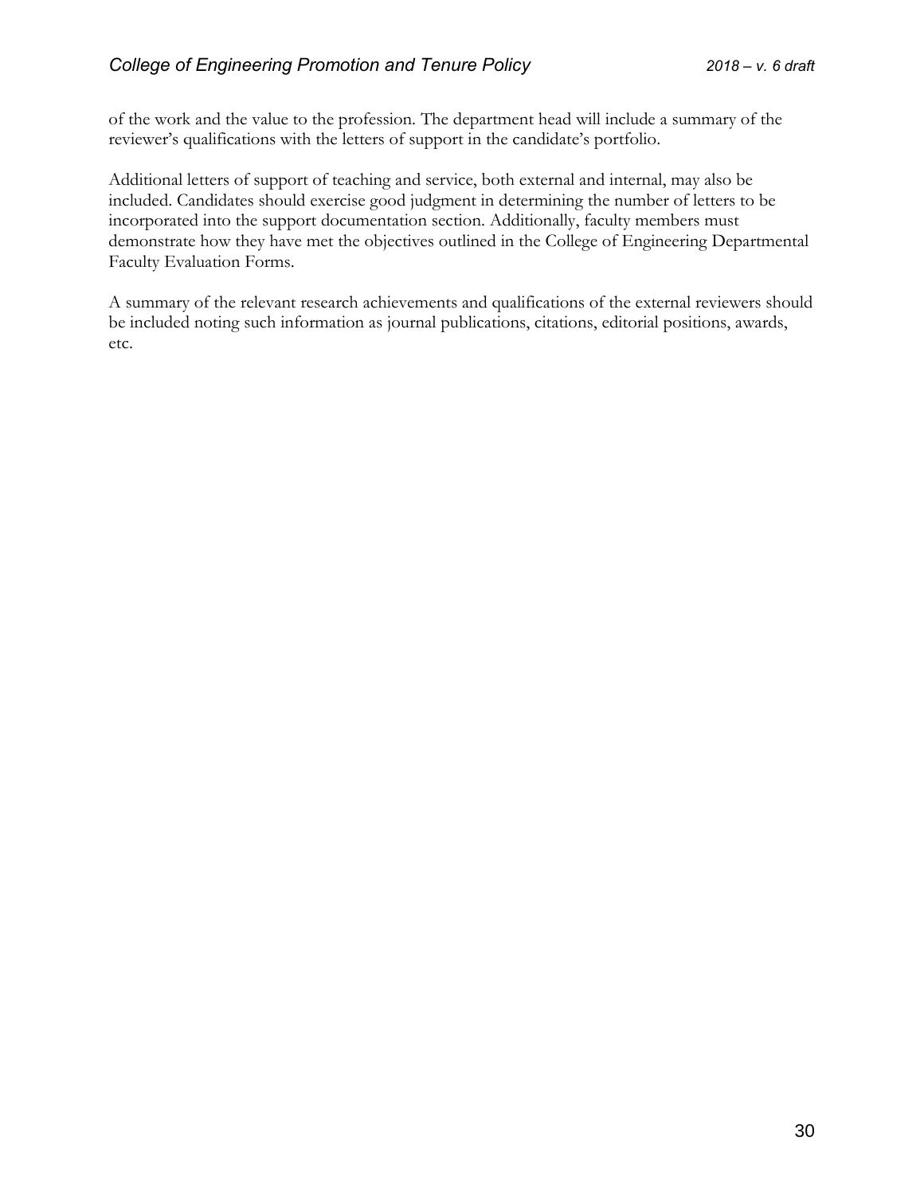of the work and the value to the profession. The department head will include a summary of the reviewer's qualifications with the letters of support in the candidate's portfolio.

Additional letters of support of teaching and service, both external and internal, may also be included. Candidates should exercise good judgment in determining the number of letters to be incorporated into the support documentation section. Additionally, faculty members must demonstrate how they have met the objectives outlined in the College of Engineering Departmental Faculty Evaluation Forms.

A summary of the relevant research achievements and qualifications of the external reviewers should be included noting such information as journal publications, citations, editorial positions, awards, etc.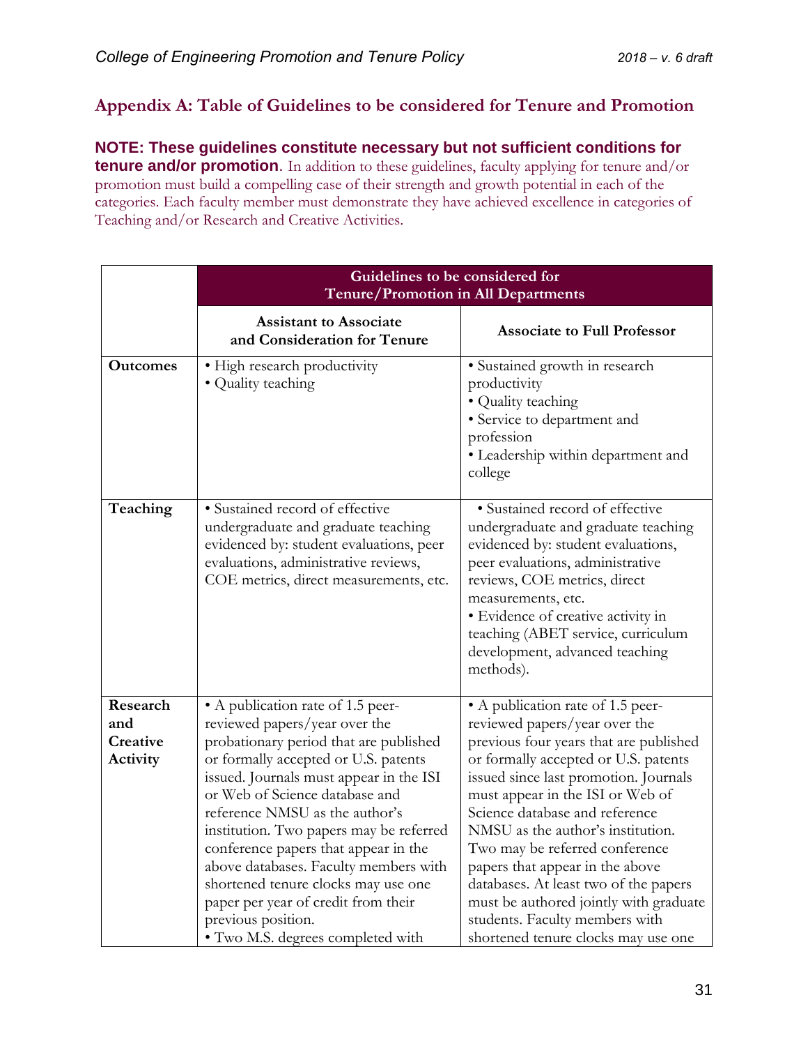## Appendix A: Table of Guidelines to be considered for Tenure and Promotion

**NOTE: These guidelines constitute necessary but not sufficient conditions for tenure and/or promotion**. In addition to these guidelines, faculty applying for tenure and/or promotion must build a compelling case of their strength and growth potential in each of the categories. Each faculty member must demonstrate they have achieved excellence in categories of Teaching and/or Research and Creative Activities.

| | **Guidelines to be considered for Tenure/Promotion in All Departments** | |
|---|---|---|
| | **Assistant to Associate and Consideration for Tenure** | **Associate to Full Professor** |
| **Outcomes** | • High research productivity<br>• Quality teaching | • Sustained growth in research productivity<br>• Quality teaching<br>• Service to department and profession<br>• Leadership within department and college |
| **Teaching** | • Sustained record of effective undergraduate and graduate teaching evidenced by: student evaluations, peer evaluations, administrative reviews, COE metrics, direct measurements, etc. | • Sustained record of effective undergraduate and graduate teaching evidenced by: student evaluations, peer evaluations, administrative reviews, COE metrics, direct measurements, etc.<br>• Evidence of creative activity in teaching (ABET service, curriculum development, advanced teaching methods). |
| **Research and Creative Activity** | • A publication rate of 1.5 peer-reviewed papers/year over the probationary period that are published or formally accepted or U.S. patents issued. Journals must appear in the ISI or Web of Science database and reference NMSU as the author's institution. Two papers may be referred conference papers that appear in the above databases. Faculty members with shortened tenure clocks may use one paper per year of credit from their previous position.<br>• Two M.S. degrees completed with | • A publication rate of 1.5 peer-reviewed papers/year over the previous four years that are published or formally accepted or U.S. patents issued since last promotion. Journals must appear in the ISI or Web of Science database and reference NMSU as the author's institution. Two may be referred conference papers that appear in the above databases. At least two of the papers must be authored jointly with graduate students. Faculty members with shortened tenure clocks may use one |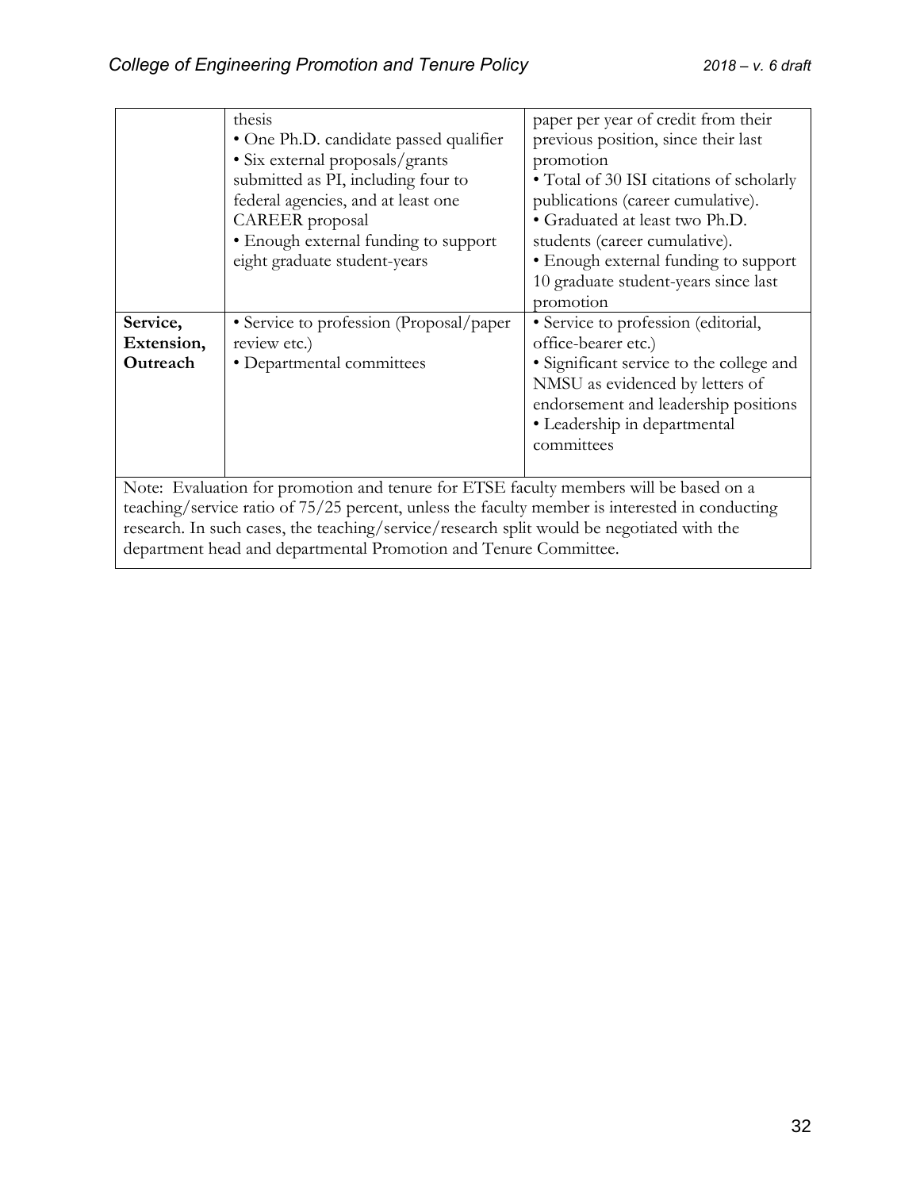| | | |
|---|---|---|
| | thesis<br>• One Ph.D. candidate passed qualifier<br>• Six external proposals/grants submitted as PI, including four to federal agencies, and at least one CAREER proposal<br>• Enough external funding to support eight graduate student-years | paper per year of credit from their previous position, since their last promotion<br>• Total of 30 ISI citations of scholarly publications (career cumulative).<br>• Graduated at least two Ph.D. students (career cumulative).<br>• Enough external funding to support 10 graduate student-years since last promotion |
| **Service, Extension, Outreach** | • Service to profession (Proposal/paper review etc.)<br>• Departmental committees | • Service to profession (editorial, office-bearer etc.)<br>• Significant service to the college and NMSU as evidenced by letters of endorsement and leadership positions<br>• Leadership in departmental committees |
| Note: Evaluation for promotion and tenure for ETSE faculty members will be based on a teaching/service ratio of 75/25 percent, unless the faculty member is interested in conducting research. In such cases, the teaching/service/research split would be negotiated with the department head and departmental Promotion and Tenure Committee. | | |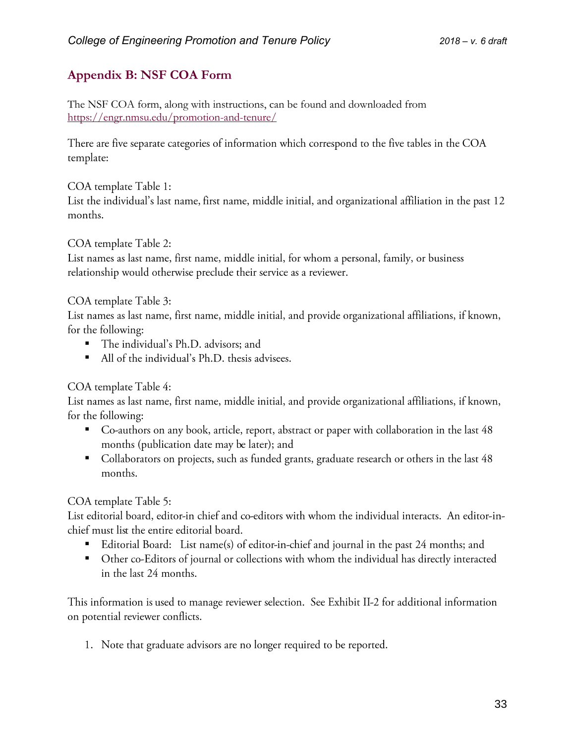## Appendix B: NSF COA Form

The NSF COA form, along with instructions, can be found and downloaded from https://engr.nmsu.edu/promotion-and-tenure/

There are five separate categories of information which correspond to the five tables in the COA template:

COA template Table 1:
List the individual's last name, first name, middle initial, and organizational affiliation in the past 12 months.

COA template Table 2:
List names as last name, first name, middle initial, for whom a personal, family, or business relationship would otherwise preclude their service as a reviewer.

COA template Table 3:
List names as last name, first name, middle initial, and provide organizational affiliations, if known, for the following:

- The individual's Ph.D. advisors; and
- All of the individual's Ph.D. thesis advisees.

COA template Table 4:
List names as last name, first name, middle initial, and provide organizational affiliations, if known, for the following:

- Co-authors on any book, article, report, abstract or paper with collaboration in the last 48 months (publication date may be later); and
- Collaborators on projects, such as funded grants, graduate research or others in the last 48 months.

COA template Table 5:
List editorial board, editor-in chief and co-editors with whom the individual interacts. An editor-in-chief must list the entire editorial board.

- Editorial Board: List name(s) of editor-in-chief and journal in the past 24 months; and
- Other co-Editors of journal or collections with whom the individual has directly interacted in the last 24 months.

This information is used to manage reviewer selection. See Exhibit II-2 for additional information on potential reviewer conflicts.

1. Note that graduate advisors are no longer required to be reported.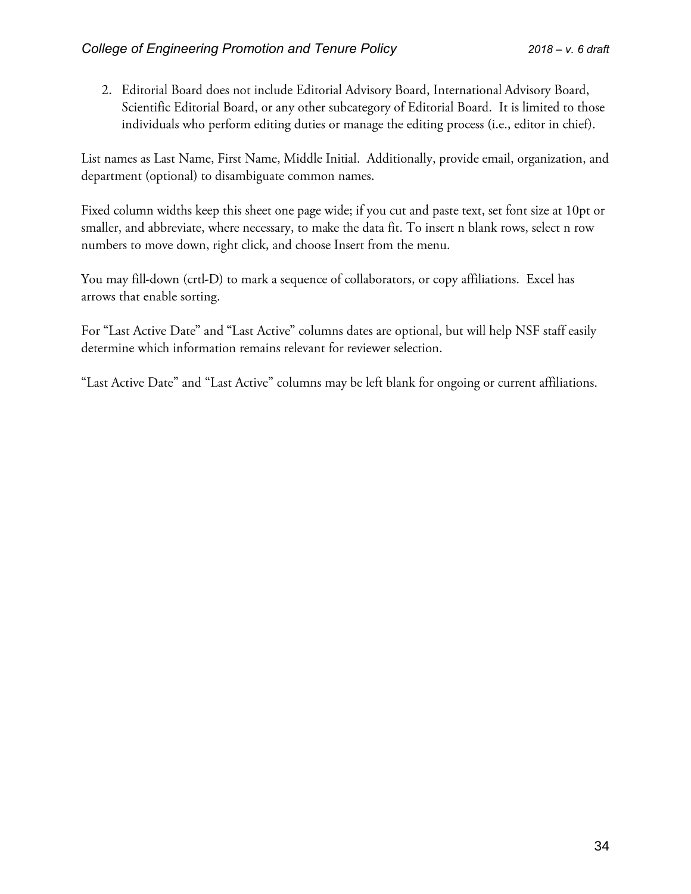2. Editorial Board does not include Editorial Advisory Board, International Advisory Board, Scientific Editorial Board, or any other subcategory of Editorial Board. It is limited to those individuals who perform editing duties or manage the editing process (i.e., editor in chief).

List names as Last Name, First Name, Middle Initial. Additionally, provide email, organization, and department (optional) to disambiguate common names.

Fixed column widths keep this sheet one page wide; if you cut and paste text, set font size at 10pt or smaller, and abbreviate, where necessary, to make the data fit. To insert n blank rows, select n row numbers to move down, right click, and choose Insert from the menu.

You may fill-down (crtl-D) to mark a sequence of collaborators, or copy affiliations. Excel has arrows that enable sorting.

For "Last Active Date" and "Last Active" columns dates are optional, but will help NSF staff easily determine which information remains relevant for reviewer selection.

"Last Active Date" and "Last Active" columns may be left blank for ongoing or current affiliations.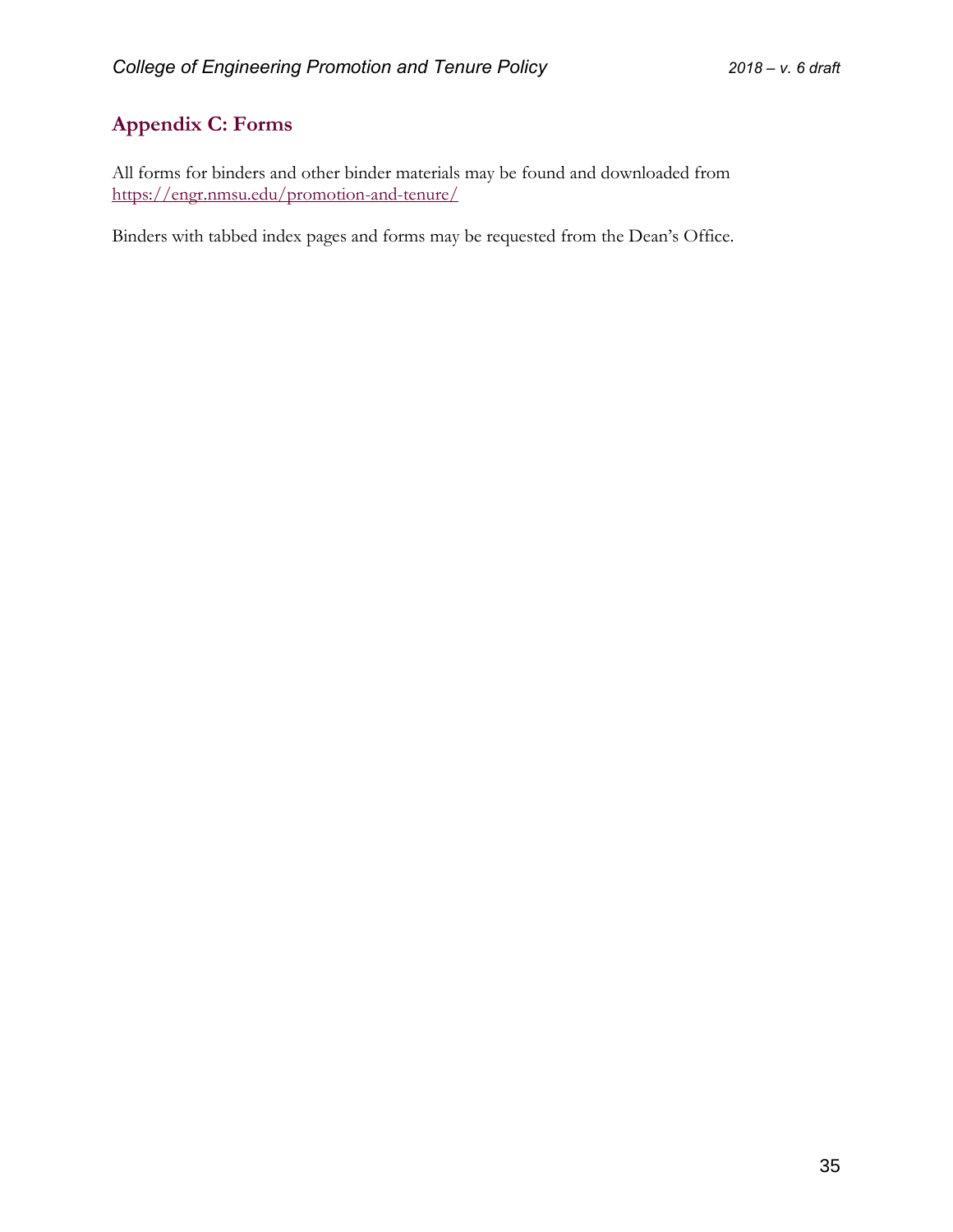## Appendix C: Forms

All forms for binders and other binder materials may be found and downloaded from https://engr.nmsu.edu/promotion-and-tenure/

Binders with tabbed index pages and forms may be requested from the Dean's Office.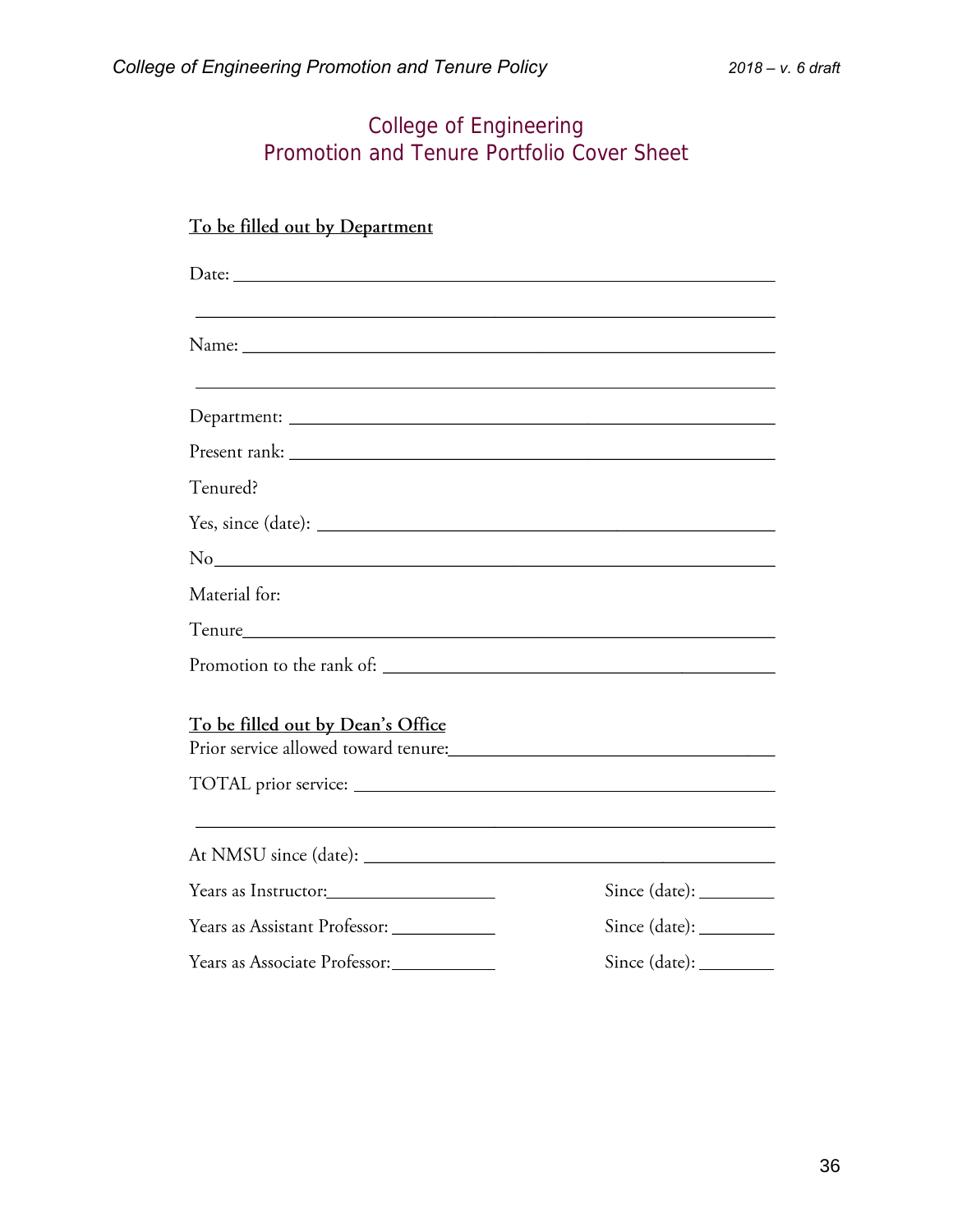# College of Engineering
# Promotion and Tenure Portfolio Cover Sheet

**To be filled out by Department**

Date: ______________________________________________

______________________________________________

Name: ______________________________________________

______________________________________________

Department: ______________________________________________

Present rank: ______________________________________________

Tenured?

Yes, since (date): ______________________________________________

No______________________________________________

Material for:

Tenure______________________________________________

Promotion to the rank of: ______________________________________________

**To be filled out by Dean's Office**

Prior service allowed toward tenure:______________________________________________

TOTAL prior service: ______________________________________________

______________________________________________

At NMSU since (date): ______________________________________________

Years as Instructor:__________________ Since (date): ________

Years as Assistant Professor: ___________ Since (date): ________

Years as Associate Professor:___________ Since (date): ________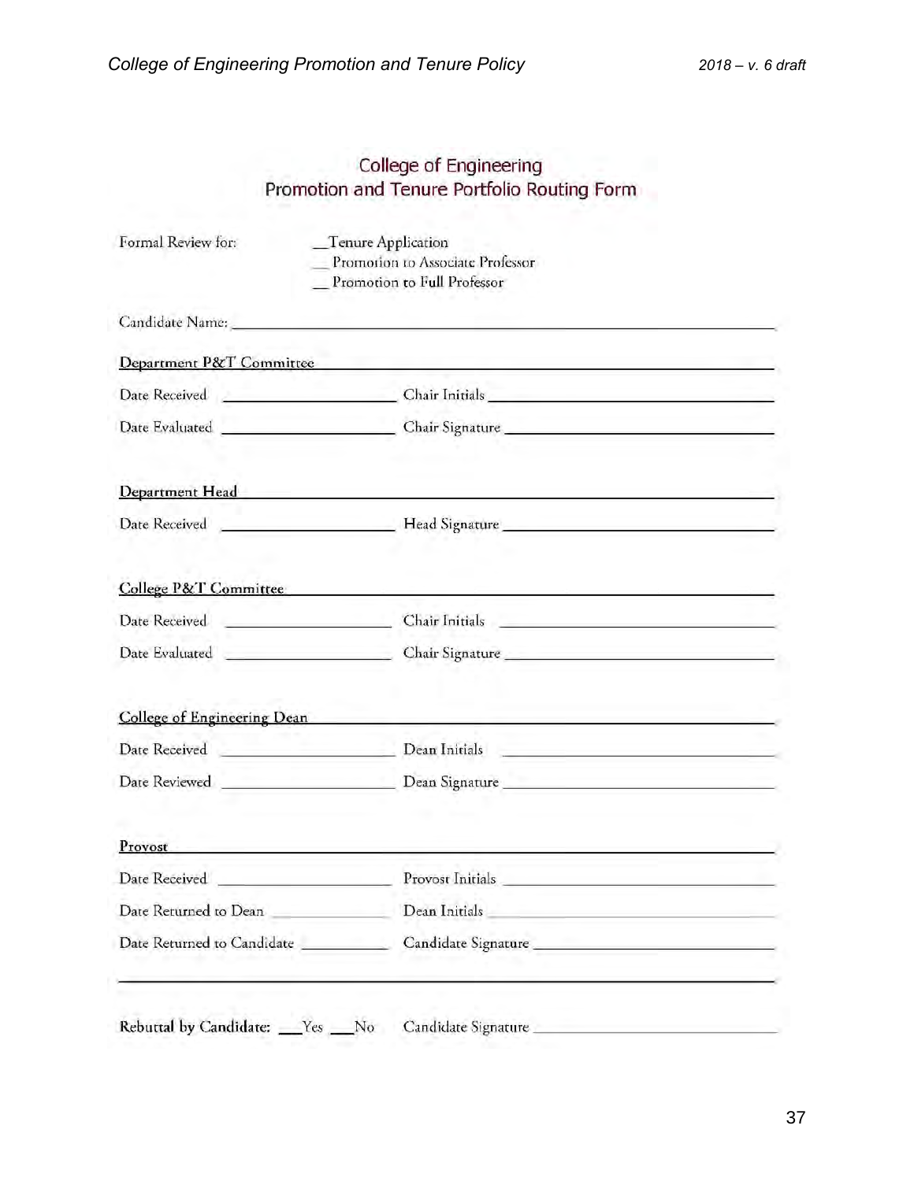# College of Engineering
## Promotion and Tenure Portfolio Routing Form

Formal Review for: \_\_Tenure Application
\_\_ Promotion to Associate Professor
\_\_ Promotion to Full Professor

Candidate Name: \_\_\_\_\_\_\_\_\_\_\_\_\_\_\_\_\_\_\_\_\_\_\_\_\_\_\_\_\_\_\_\_\_\_\_\_\_\_\_\_\_\_\_\_

**Department P&T Committee**

Date Received \_\_\_\_\_\_\_\_\_\_\_\_\_\_\_\_\_\_\_\_ Chair Initials \_\_\_\_\_\_\_\_\_\_\_\_\_\_\_\_\_\_\_\_\_\_\_\_

Date Evaluated \_\_\_\_\_\_\_\_\_\_\_\_\_\_\_\_\_\_\_\_ Chair Signature \_\_\_\_\_\_\_\_\_\_\_\_\_\_\_\_\_\_\_\_\_\_\_\_

**Department Head**

Date Received \_\_\_\_\_\_\_\_\_\_\_\_\_\_\_\_\_\_\_\_ Head Signature \_\_\_\_\_\_\_\_\_\_\_\_\_\_\_\_\_\_\_\_\_\_\_\_

**College P&T Committee**

Date Received \_\_\_\_\_\_\_\_\_\_\_\_\_\_\_\_\_\_\_\_ Chair Initials \_\_\_\_\_\_\_\_\_\_\_\_\_\_\_\_\_\_\_\_\_\_\_\_

Date Evaluated \_\_\_\_\_\_\_\_\_\_\_\_\_\_\_\_\_\_\_\_ Chair Signature \_\_\_\_\_\_\_\_\_\_\_\_\_\_\_\_\_\_\_\_\_\_\_\_

**College of Engineering Dean**

Date Received \_\_\_\_\_\_\_\_\_\_\_\_\_\_\_\_\_\_\_\_ Dean Initials \_\_\_\_\_\_\_\_\_\_\_\_\_\_\_\_\_\_\_\_\_\_\_\_

Date Reviewed \_\_\_\_\_\_\_\_\_\_\_\_\_\_\_\_\_\_\_\_ Dean Signature \_\_\_\_\_\_\_\_\_\_\_\_\_\_\_\_\_\_\_\_\_\_\_\_

**Provost**

Date Received \_\_\_\_\_\_\_\_\_\_\_\_\_\_\_\_\_\_\_\_ Provost Initials \_\_\_\_\_\_\_\_\_\_\_\_\_\_\_\_\_\_\_\_\_\_\_\_

Date Returned to Dean \_\_\_\_\_\_\_\_\_\_\_\_\_\_ Dean Initials \_\_\_\_\_\_\_\_\_\_\_\_\_\_\_\_\_\_\_\_\_\_\_\_

Date Returned to Candidate \_\_\_\_\_\_\_\_\_\_ Candidate Signature \_\_\_\_\_\_\_\_\_\_\_\_\_\_\_\_\_\_\_\_\_\_\_\_

---

Rebuttal by Candidate: \_\_\_Yes \_\_\_No Candidate Signature \_\_\_\_\_\_\_\_\_\_\_\_\_\_\_\_\_\_\_\_\_\_\_\_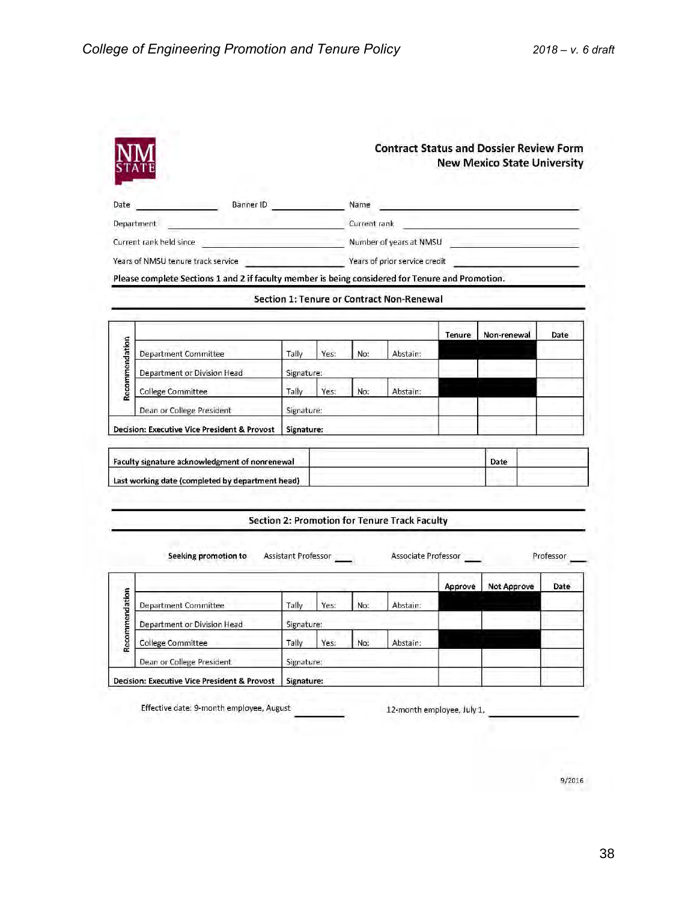NM STATE

## Contract Status and Dossier Review Form
New Mexico State University

Date ____________ Banner ID ____________ Name ______________________

Department ______________________ Current rank ______________________

Current rank held since ______________________ Number of years at NMSU ______________________

Years of NMSU tenure track service ______________________ Years of prior service credit ______________________

**Please complete Sections 1 and 2 if faculty member is being considered for Tenure and Promotion.**

### Section 1: Tenure or Contract Non-Renewal

| | | | | | | Tenure | Non-renewal | Date |
|---|---|---|---|---|---|---|---|---|
| Recommendation | Department Committee | Tally | Yes: | No: | Abstain: | | | |
| | Department or Division Head | Signature: | | | | | | |
| | College Committee | Tally | Yes: | No: | Abstain: | | | |
| | Dean or College President | Signature: | | | | | | |
| **Decision: Executive Vice President & Provost** | | **Signature:** | | | | | | |

| | | | |
|---|---|---|---|
| **Faculty signature acknowledgment of nonrenewal** | | **Date** | |
| **Last working date (completed by department head)** | | | |

### Section 2: Promotion for Tenure Track Faculty

**Seeking promotion to** Assistant Professor ___ Associate Professor ___ Professor ___

| | | | | | | Approve | Not Approve | Date |
|---|---|---|---|---|---|---|---|---|
| Recommendation | Department Committee | Tally | Yes: | No: | Abstain: | | | |
| | Department or Division Head | Signature: | | | | | | |
| | College Committee | Tally | Yes: | No: | Abstain: | | | |
| | Dean or College President | Signature: | | | | | | |
| **Decision: Executive Vice President & Provost** | | **Signature:** | | | | | | |

Effective date: 9-month employee, August ________ 12-month employee, July 1, ______________

9/2016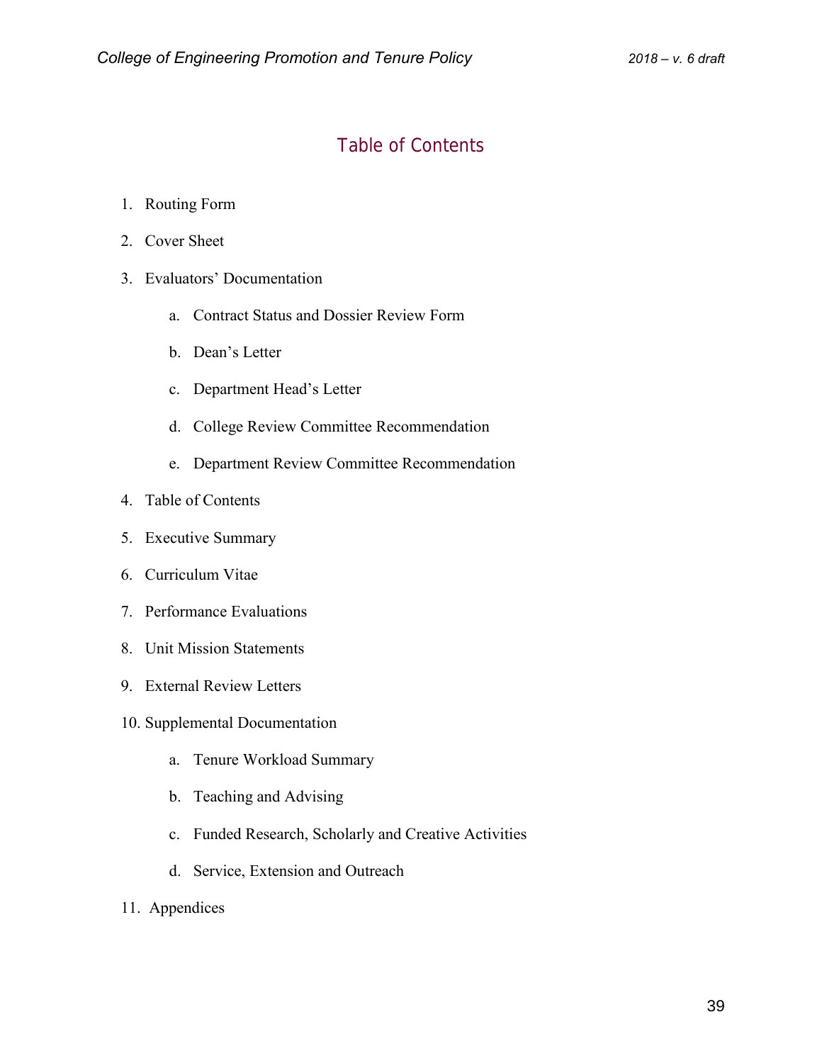## Table of Contents

1. Routing Form
2. Cover Sheet
3. Evaluators' Documentation
   a. Contract Status and Dossier Review Form
   b. Dean's Letter
   c. Department Head's Letter
   d. College Review Committee Recommendation
   e. Department Review Committee Recommendation
4. Table of Contents
5. Executive Summary
6. Curriculum Vitae
7. Performance Evaluations
8. Unit Mission Statements
9. External Review Letters
10. Supplemental Documentation
    a. Tenure Workload Summary
    b. Teaching and Advising
    c. Funded Research, Scholarly and Creative Activities
    d. Service, Extension and Outreach
11. Appendices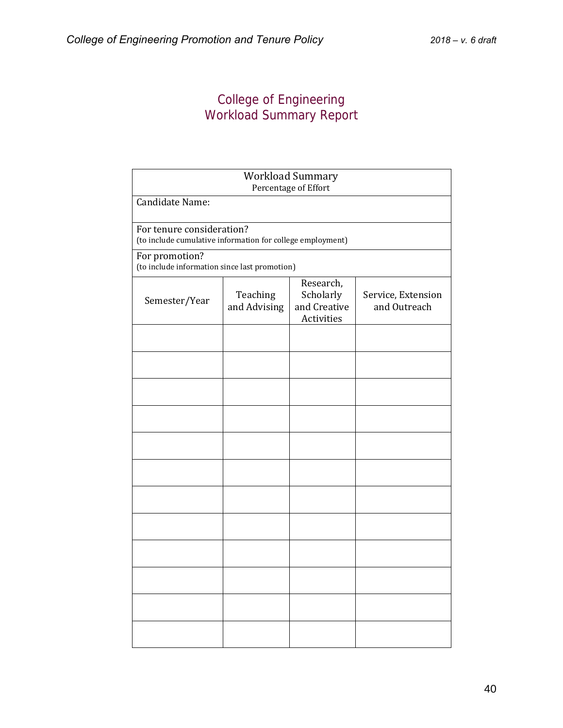# College of Engineering
# Workload Summary Report

| Workload Summary<br>Percentage of Effort | | | |
|---|---|---|---|
| Candidate Name: | | | |
| For tenure consideration?<br>(to include cumulative information for college employment) | | | |
| For promotion?<br>(to include information since last promotion) | | | |
| Semester/Year | Teaching and Advising | Research, Scholarly and Creative Activities | Service, Extension and Outreach |
| | | | |
| | | | |
| | | | |
| | | | |
| | | | |
| | | | |
| | | | |
| | | | |
| | | | |
| | | | |
| | | | |
| | | | |